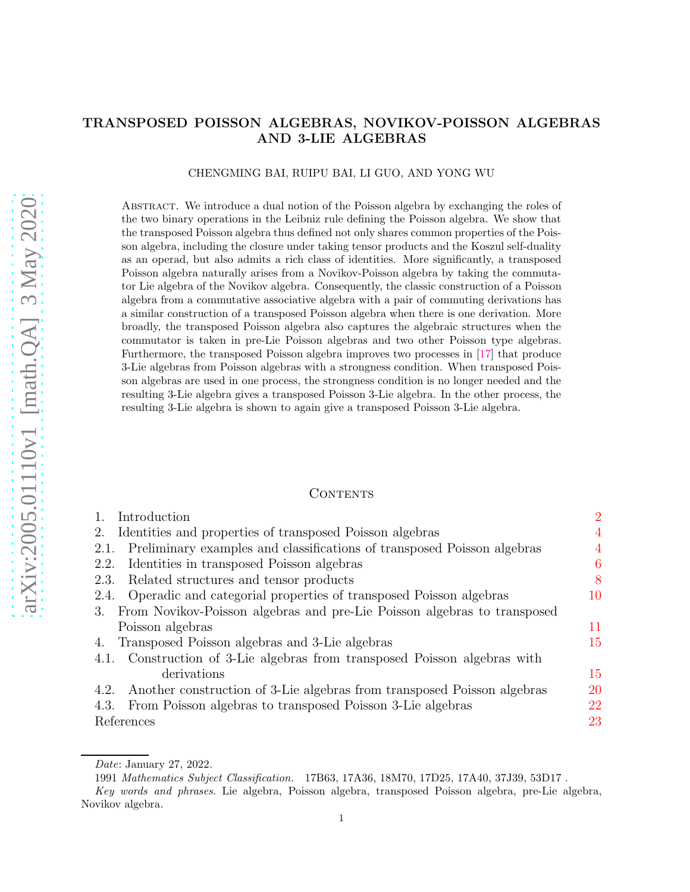# TRANSPOSED POISSON ALGEBRAS, NOVIKOV-POISSON ALGEBRAS AND 3-LIE ALGEBRAS

CHENGMING BAI, RUIPU BAI, LI GUO, AND YONG WU

Abstract. We introduce a dual notion of the Poisson algebra by exchanging the roles of the two binary operations in the Leibniz rule defining the Poisson algebra. We show that the transposed Poisson algebra thus defined not only shares common properties of the Poisson algebra, including the closure under taking tensor products and the Koszul self-duality as an operad, but also admits a rich class of identities. More significantly, a transposed Poisson algebra naturally arises from a Novikov-Poisson algebra by taking the commutator Lie algebra of the Novikov algebra. Consequently, the classic construction of a Poisson algebra from a commutative associative algebra with a pair of commuting derivations has a similar construction of a transposed Poisson algebra when there is one derivation. More broadly, the transposed Poisson algebra also captures the algebraic structures when the commutator is taken in pre-Lie Poisson algebras and two other Poisson type algebras. Furthermore, the transposed Poisson algebra improves two processes in [17] that produce 3-Lie algebras from Poisson algebras with a strongness condition. When transposed Poisson algebras are used in one process, the strongness condition is no longer needed and the resulting 3-Lie algebra gives a transposed Poisson 3-Lie algebra. In the other process, the resulting 3-Lie algebra is shown to again give a transposed Poisson 3-Lie algebra.

## Contents

| | |
|---|---|
| 1. Introduction | 2 |
| 2. Identities and properties of transposed Poisson algebras | 4 |
| 2.1. Preliminary examples and classifications of transposed Poisson algebras | 4 |
| 2.2. Identities in transposed Poisson algebras | 6 |
| 2.3. Related structures and tensor products | 8 |
| 2.4. Operadic and categorial properties of transposed Poisson algebras | 10 |
| 3. From Novikov-Poisson algebras and pre-Lie Poisson algebras to transposed Poisson algebras | 11 |
| 4. Transposed Poisson algebras and 3-Lie algebras | 15 |
| 4.1. Construction of 3-Lie algebras from transposed Poisson algebras with derivations | 15 |
| 4.2. Another construction of 3-Lie algebras from transposed Poisson algebras | 20 |
| 4.3. From Poisson algebras to transposed Poisson 3-Lie algebras | 22 |
| References | 23 |

*Date*: January 27, 2022.

1991 *Mathematics Subject Classification.* 17B63, 17A36, 18M70, 17D25, 17A40, 37J39, 53D17 .

*Key words and phrases.* Lie algebra, Poisson algebra, transposed Poisson algebra, pre-Lie algebra, Novikov algebra.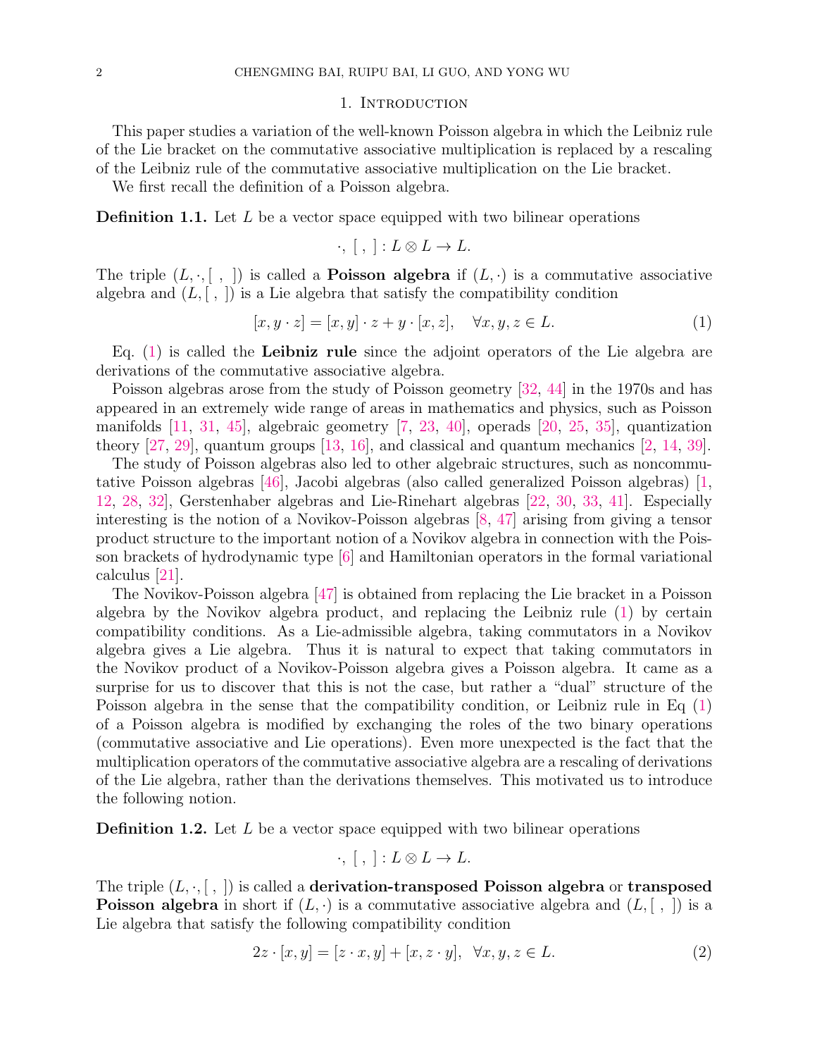## 1. Introduction

This paper studies a variation of the well-known Poisson algebra in which the Leibniz rule of the Lie bracket on the commutative associative multiplication is replaced by a rescaling of the Leibniz rule of the commutative associative multiplication on the Lie bracket.

We first recall the definition of a Poisson algebra.

**Definition 1.1.** Let $L$ be a vector space equipped with two bilinear operations

$$\cdot,\ [\ ,\ ] : L \otimes L \to L.$$

The triple $(L, \cdot, [\ ,\ ])$ is called a **Poisson algebra** if $(L, \cdot)$ is a commutative associative algebra and $(L, [\ ,\ ])$ is a Lie algebra that satisfy the compatibility condition

$$[x, y \cdot z] = [x, y] \cdot z + y \cdot [x, z], \quad \forall x, y, z \in L. \tag{1}$$

Eq. (1) is called the **Leibniz rule** since the adjoint operators of the Lie algebra are derivations of the commutative associative algebra.

Poisson algebras arose from the study of Poisson geometry [32, 44] in the 1970s and has appeared in an extremely wide range of areas in mathematics and physics, such as Poisson manifolds [11, 31, 45], algebraic geometry [7, 23, 40], operads [20, 25, 35], quantization theory [27, 29], quantum groups [13, 16], and classical and quantum mechanics [2, 14, 39].

The study of Poisson algebras also led to other algebraic structures, such as noncommutative Poisson algebras [46], Jacobi algebras (also called generalized Poisson algebras) [1, 12, 28, 32], Gerstenhaber algebras and Lie-Rinehart algebras [22, 30, 33, 41]. Especially interesting is the notion of a Novikov-Poisson algebras [8, 47] arising from giving a tensor product structure to the important notion of a Novikov algebra in connection with the Poisson brackets of hydrodynamic type [6] and Hamiltonian operators in the formal variational calculus [21].

The Novikov-Poisson algebra [47] is obtained from replacing the Lie bracket in a Poisson algebra by the Novikov algebra product, and replacing the Leibniz rule (1) by certain compatibility conditions. As a Lie-admissible algebra, taking commutators in a Novikov algebra gives a Lie algebra. Thus it is natural to expect that taking commutators in the Novikov product of a Novikov-Poisson algebra gives a Poisson algebra. It came as a surprise for us to discover that this is not the case, but rather a "dual" structure of the Poisson algebra in the sense that the compatibility condition, or Leibniz rule in Eq (1) of a Poisson algebra is modified by exchanging the roles of the two binary operations (commutative associative and Lie operations). Even more unexpected is the fact that the multiplication operators of the commutative associative algebra are a rescaling of derivations of the Lie algebra, rather than the derivations themselves. This motivated us to introduce the following notion.

**Definition 1.2.** Let $L$ be a vector space equipped with two bilinear operations

$$\cdot,\ [\ ,\ ] : L \otimes L \to L.$$

The triple $(L, \cdot, [\ ,\ ])$ is called a **derivation-transposed Poisson algebra** or **transposed Poisson algebra** in short if $(L, \cdot)$ is a commutative associative algebra and $(L, [\ ,\ ])$ is a Lie algebra that satisfy the following compatibility condition

$$2z \cdot [x, y] = [z \cdot x, y] + [x, z \cdot y], \quad \forall x, y, z \in L. \tag{2}$$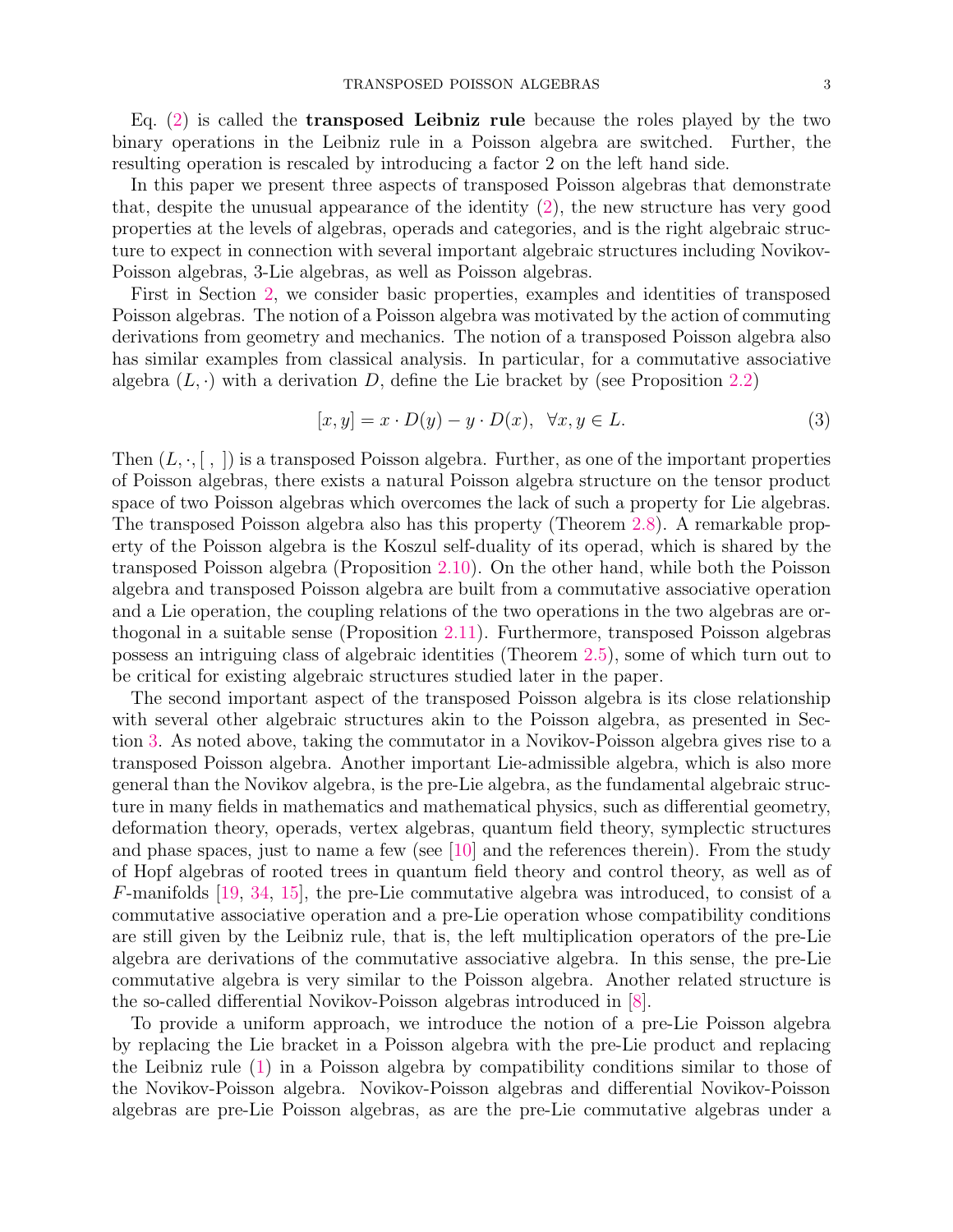Eq. (2) is called the **transposed Leibniz rule** because the roles played by the two binary operations in the Leibniz rule in a Poisson algebra are switched. Further, the resulting operation is rescaled by introducing a factor 2 on the left hand side.

In this paper we present three aspects of transposed Poisson algebras that demonstrate that, despite the unusual appearance of the identity (2), the new structure has very good properties at the levels of algebras, operads and categories, and is the right algebraic structure to expect in connection with several important algebraic structures including Novikov-Poisson algebras, 3-Lie algebras, as well as Poisson algebras.

First in Section 2, we consider basic properties, examples and identities of transposed Poisson algebras. The notion of a Poisson algebra was motivated by the action of commuting derivations from geometry and mechanics. The notion of a transposed Poisson algebra also has similar examples from classical analysis. In particular, for a commutative associative algebra $(L, \cdot)$ with a derivation $D$, define the Lie bracket by (see Proposition 2.2)

$$[x, y] = x \cdot D(y) - y \cdot D(x), \quad \forall x, y \in L. \tag{3}$$

Then $(L, \cdot, [\ ,\ ])$ is a transposed Poisson algebra. Further, as one of the important properties of Poisson algebras, there exists a natural Poisson algebra structure on the tensor product space of two Poisson algebras which overcomes the lack of such a property for Lie algebras. The transposed Poisson algebra also has this property (Theorem 2.8). A remarkable property of the Poisson algebra is the Koszul self-duality of its operad, which is shared by the transposed Poisson algebra (Proposition 2.10). On the other hand, while both the Poisson algebra and transposed Poisson algebra are built from a commutative associative operation and a Lie operation, the coupling relations of the two operations in the two algebras are orthogonal in a suitable sense (Proposition 2.11). Furthermore, transposed Poisson algebras possess an intriguing class of algebraic identities (Theorem 2.5), some of which turn out to be critical for existing algebraic structures studied later in the paper.

The second important aspect of the transposed Poisson algebra is its close relationship with several other algebraic structures akin to the Poisson algebra, as presented in Section 3. As noted above, taking the commutator in a Novikov-Poisson algebra gives rise to a transposed Poisson algebra. Another important Lie-admissible algebra, which is also more general than the Novikov algebra, is the pre-Lie algebra, as the fundamental algebraic structure in many fields in mathematics and mathematical physics, such as differential geometry, deformation theory, operads, vertex algebras, quantum field theory, symplectic structures and phase spaces, just to name a few (see [10] and the references therein). From the study of Hopf algebras of rooted trees in quantum field theory and control theory, as well as of $F$-manifolds [19, 34, 15], the pre-Lie commutative algebra was introduced, to consist of a commutative associative operation and a pre-Lie operation whose compatibility conditions are still given by the Leibniz rule, that is, the left multiplication operators of the pre-Lie algebra are derivations of the commutative associative algebra. In this sense, the pre-Lie commutative algebra is very similar to the Poisson algebra. Another related structure is the so-called differential Novikov-Poisson algebras introduced in [8].

To provide a uniform approach, we introduce the notion of a pre-Lie Poisson algebra by replacing the Lie bracket in a Poisson algebra with the pre-Lie product and replacing the Leibniz rule (1) in a Poisson algebra by compatibility conditions similar to those of the Novikov-Poisson algebra. Novikov-Poisson algebras and differential Novikov-Poisson algebras are pre-Lie Poisson algebras, as are the pre-Lie commutative algebras under a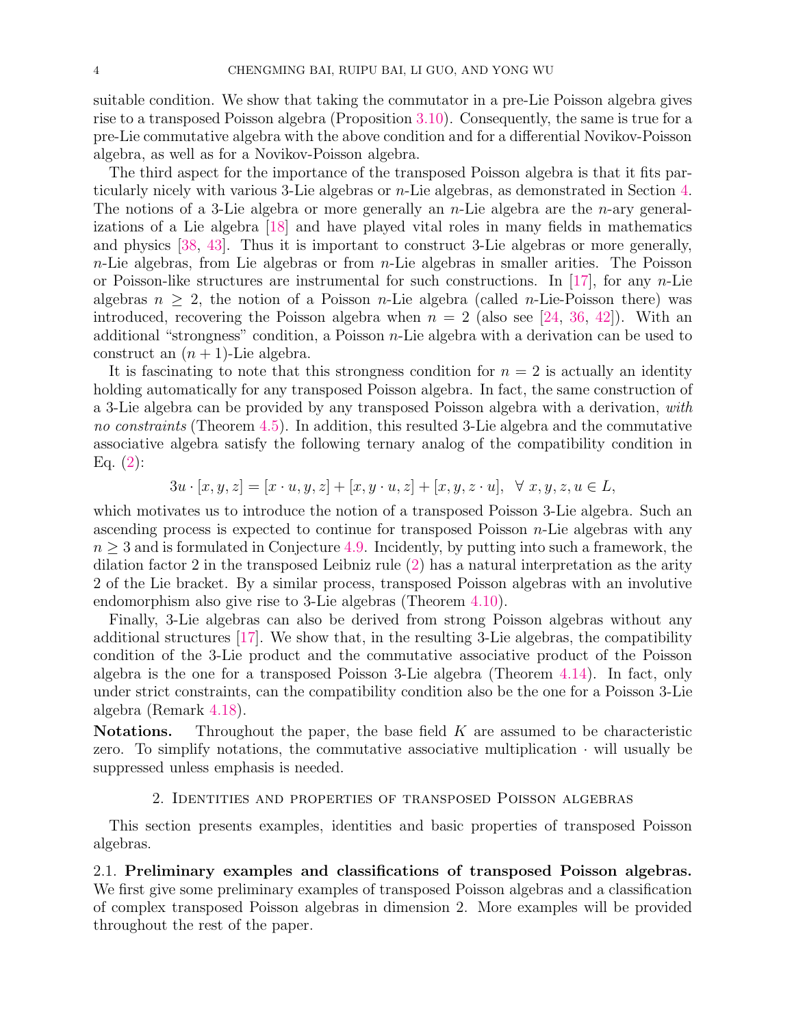suitable condition. We show that taking the commutator in a pre-Lie Poisson algebra gives rise to a transposed Poisson algebra (Proposition 3.10). Consequently, the same is true for a pre-Lie commutative algebra with the above condition and for a differential Novikov-Poisson algebra, as well as for a Novikov-Poisson algebra.

The third aspect for the importance of the transposed Poisson algebra is that it fits particularly nicely with various 3-Lie algebras or $n$-Lie algebras, as demonstrated in Section 4. The notions of a 3-Lie algebra or more generally an $n$-Lie algebra are the $n$-ary generalizations of a Lie algebra [18] and have played vital roles in many fields in mathematics and physics [38, 43]. Thus it is important to construct 3-Lie algebras or more generally, $n$-Lie algebras, from Lie algebras or from $n$-Lie algebras in smaller arities. The Poisson or Poisson-like structures are instrumental for such constructions. In [17], for any $n$-Lie algebras $n \geq 2$, the notion of a Poisson $n$-Lie algebra (called $n$-Lie-Poisson there) was introduced, recovering the Poisson algebra when $n = 2$ (also see [24, 36, 42]). With an additional "strongness" condition, a Poisson $n$-Lie algebra with a derivation can be used to construct an $(n+1)$-Lie algebra.

It is fascinating to note that this strongness condition for $n = 2$ is actually an identity holding automatically for any transposed Poisson algebra. In fact, the same construction of a 3-Lie algebra can be provided by any transposed Poisson algebra with a derivation, *with no constraints* (Theorem 4.5). In addition, this resulted 3-Lie algebra and the commutative associative algebra satisfy the following ternary analog of the compatibility condition in Eq. (2):

$$3u \cdot [x, y, z] = [x \cdot u, y, z] + [x, y \cdot u, z] + [x, y, z \cdot u], \ \ \forall\, x, y, z, u \in L,$$

which motivates us to introduce the notion of a transposed Poisson 3-Lie algebra. Such an ascending process is expected to continue for transposed Poisson $n$-Lie algebras with any $n \geq 3$ and is formulated in Conjecture 4.9. Incidently, by putting into such a framework, the dilation factor 2 in the transposed Leibniz rule (2) has a natural interpretation as the arity 2 of the Lie bracket. By a similar process, transposed Poisson algebras with an involutive endomorphism also give rise to 3-Lie algebras (Theorem 4.10).

Finally, 3-Lie algebras can also be derived from strong Poisson algebras without any additional structures [17]. We show that, in the resulting 3-Lie algebras, the compatibility condition of the 3-Lie product and the commutative associative product of the Poisson algebra is the one for a transposed Poisson 3-Lie algebra (Theorem 4.14). In fact, only under strict constraints, can the compatibility condition also be the one for a Poisson 3-Lie algebra (Remark 4.18).

**Notations.** Throughout the paper, the base field $K$ are assumed to be characteristic zero. To simplify notations, the commutative associative multiplication $\cdot$ will usually be suppressed unless emphasis is needed.

## 2. Identities and properties of transposed Poisson algebras

This section presents examples, identities and basic properties of transposed Poisson algebras.

### 2.1. Preliminary examples and classifications of transposed Poisson algebras.

We first give some preliminary examples of transposed Poisson algebras and a classification of complex transposed Poisson algebras in dimension 2. More examples will be provided throughout the rest of the paper.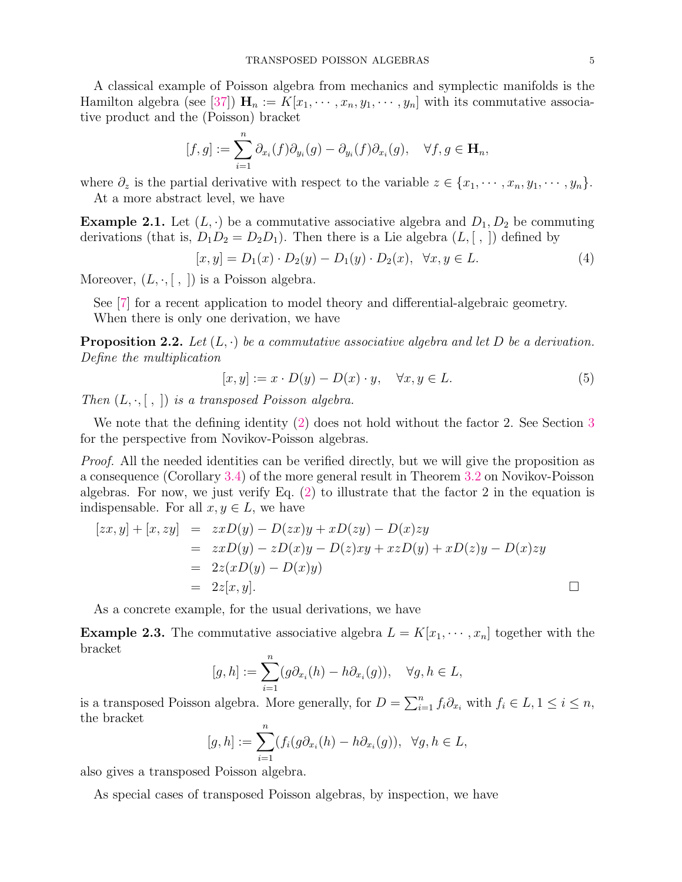A classical example of Poisson algebra from mechanics and symplectic manifolds is the Hamilton algebra (see [37]) $\mathbf{H}_n := K[x_1, \cdots, x_n, y_1, \cdots, y_n]$ with its commutative associative product and the (Poisson) bracket

$$[f, g] := \sum_{i=1}^{n} \partial_{x_i}(f)\partial_{y_i}(g) - \partial_{y_i}(f)\partial_{x_i}(g), \quad \forall f, g \in \mathbf{H}_n,$$

where $\partial_z$ is the partial derivative with respect to the variable $z \in \{x_1, \cdots, x_n, y_1, \cdots, y_n\}$.

At a more abstract level, we have

**Example 2.1.** Let $(L, \cdot)$ be a commutative associative algebra and $D_1, D_2$ be commuting derivations (that is, $D_1D_2 = D_2D_1$). Then there is a Lie algebra $(L, [\ ,\ ])$ defined by

$$[x, y] = D_1(x) \cdot D_2(y) - D_1(y) \cdot D_2(x), \ \ \forall x, y \in L. \tag{4}$$

Moreover, $(L, \cdot, [\ ,\ ])$ is a Poisson algebra.

See [7] for a recent application to model theory and differential-algebraic geometry.

When there is only one derivation, we have

**Proposition 2.2.** *Let $(L, \cdot)$ be a commutative associative algebra and let $D$ be a derivation. Define the multiplication*

$$[x, y] := x \cdot D(y) - D(x) \cdot y, \quad \forall x, y \in L. \tag{5}$$

*Then $(L, \cdot, [\ ,\ ])$ is a transposed Poisson algebra.*

We note that the defining identity (2) does not hold without the factor 2. See Section 3 for the perspective from Novikov-Poisson algebras.

*Proof.* All the needed identities can be verified directly, but we will give the proposition as a consequence (Corollary 3.4) of the more general result in Theorem 3.2 on Novikov-Poisson algebras. For now, we just verify Eq. (2) to illustrate that the factor 2 in the equation is indispensable. For all $x, y \in L$, we have

$$\begin{aligned}
[zx, y] + [x, zy] &= zxD(y) - D(zx)y + xD(zy) - D(x)zy \\
&= zxD(y) - zD(x)y - D(z)xy + xzD(y) + xD(z)y - D(x)zy \\
&= 2z(xD(y) - D(x)y) \\
&= 2z[x, y].
\end{aligned}$$

□

As a concrete example, for the usual derivations, we have

**Example 2.3.** The commutative associative algebra $L = K[x_1, \cdots, x_n]$ together with the bracket

$$[g, h] := \sum_{i=1}^{n} (g\partial_{x_i}(h) - h\partial_{x_i}(g)), \quad \forall g, h \in L,$$

is a transposed Poisson algebra. More generally, for $D = \sum_{i=1}^{n} f_i \partial_{x_i}$ with $f_i \in L, 1 \leq i \leq n$, the bracket

$$[g, h] := \sum_{i=1}^{n} (f_i(g\partial_{x_i}(h) - h\partial_{x_i}(g)), \ \ \forall g, h \in L,$$

also gives a transposed Poisson algebra.

As special cases of transposed Poisson algebras, by inspection, we have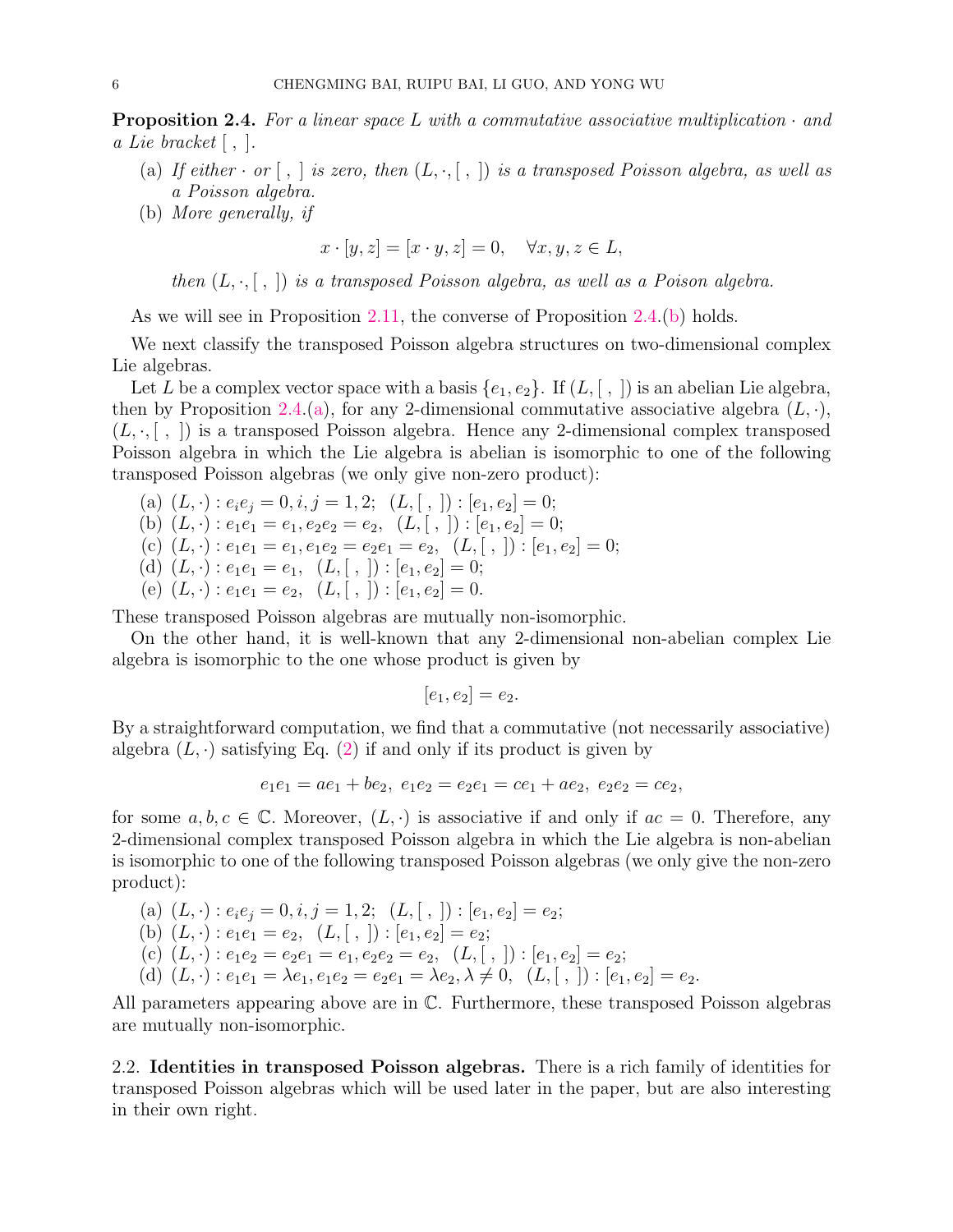**Proposition 2.4.** *For a linear space $L$ with a commutative associative multiplication $\cdot$ and a Lie bracket $[\ ,\ ]$.*

(a) *If either $\cdot$ or $[\ ,\ ]$ is zero, then $(L,\cdot,[\ ,\ ])$ is a transposed Poisson algebra, as well as a Poisson algebra.*

(b) *More generally, if*

$$x\cdot[y,z]=[x\cdot y,z]=0,\quad \forall x,y,z\in L,$$

*then $(L,\cdot,[\ ,\ ])$ is a transposed Poisson algebra, as well as a Poison algebra.*

As we will see in Proposition 2.11, the converse of Proposition 2.4.(b) holds.

We next classify the transposed Poisson algebra structures on two-dimensional complex Lie algebras.

Let $L$ be a complex vector space with a basis $\{e_1,e_2\}$. If $(L,[\ ,\ ])$ is an abelian Lie algebra, then by Proposition 2.4.(a), for any 2-dimensional commutative associative algebra $(L,\cdot)$, $(L,\cdot,[\ ,\ ])$ is a transposed Poisson algebra. Hence any 2-dimensional complex transposed Poisson algebra in which the Lie algebra is abelian is isomorphic to one of the following transposed Poisson algebras (we only give non-zero product):

(a) $(L,\cdot): e_ie_j=0, i,j=1,2;\ \ (L,[\ ,\ ]):[e_1,e_2]=0;$
(b) $(L,\cdot): e_1e_1=e_1, e_2e_2=e_2,\ \ (L,[\ ,\ ]):[e_1,e_2]=0;$
(c) $(L,\cdot): e_1e_1=e_1, e_1e_2=e_2e_1=e_2,\ \ (L,[\ ,\ ]):[e_1,e_2]=0;$
(d) $(L,\cdot): e_1e_1=e_1,\ \ (L,[\ ,\ ]):[e_1,e_2]=0;$
(e) $(L,\cdot): e_1e_1=e_2,\ \ (L,[\ ,\ ]):[e_1,e_2]=0.$

These transposed Poisson algebras are mutually non-isomorphic.

On the other hand, it is well-known that any 2-dimensional non-abelian complex Lie algebra is isomorphic to the one whose product is given by

$$[e_1,e_2]=e_2.$$

By a straightforward computation, we find that a commutative (not necessarily associative) algebra $(L,\cdot)$ satisfying Eq. (2) if and only if its product is given by

$$e_1e_1=ae_1+be_2,\ e_1e_2=e_2e_1=ce_1+ae_2,\ e_2e_2=ce_2,$$

for some $a,b,c\in\mathbb{C}$. Moreover, $(L,\cdot)$ is associative if and only if $ac=0$. Therefore, any 2-dimensional complex transposed Poisson algebra in which the Lie algebra is non-abelian is isomorphic to one of the following transposed Poisson algebras (we only give the non-zero product):

(a) $(L,\cdot): e_ie_j=0, i,j=1,2;\ \ (L,[\ ,\ ]):[e_1,e_2]=e_2;$
(b) $(L,\cdot): e_1e_1=e_2,\ \ (L,[\ ,\ ]):[e_1,e_2]=e_2;$
(c) $(L,\cdot): e_1e_2=e_2e_1=e_1, e_2e_2=e_2,\ \ (L,[\ ,\ ]):[e_1,e_2]=e_2;$
(d) $(L,\cdot): e_1e_1=\lambda e_1, e_1e_2=e_2e_1=\lambda e_2, \lambda\neq 0,\ \ (L,[\ ,\ ]):[e_1,e_2]=e_2.$

All parameters appearing above are in $\mathbb{C}$. Furthermore, these transposed Poisson algebras are mutually non-isomorphic.

2.2. **Identities in transposed Poisson algebras.** There is a rich family of identities for transposed Poisson algebras which will be used later in the paper, but are also interesting in their own right.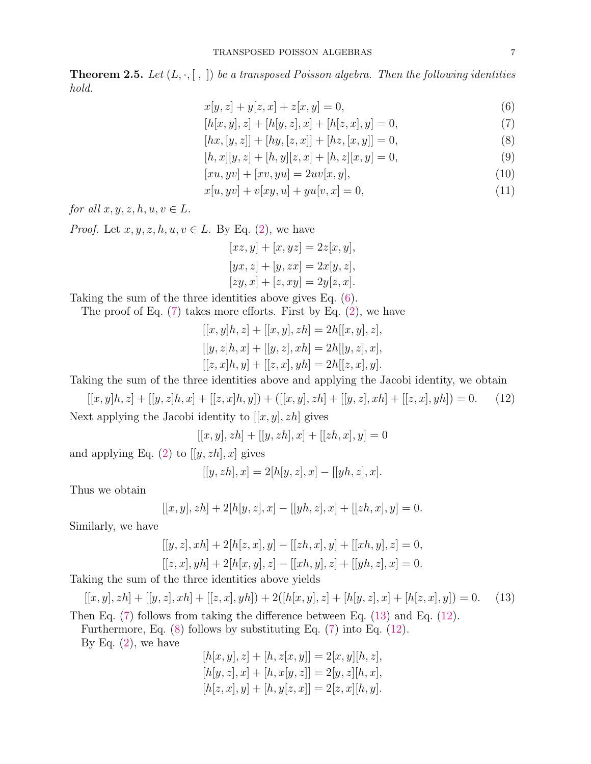**Theorem 2.5.** *Let $(L, \cdot, [\ ,\ ])$ be a transposed Poisson algebra. Then the following identities hold.*

$$x[y,z] + y[z,x] + z[x,y] = 0, \tag{6}$$

$$[h[x,y],z] + [h[y,z],x] + [h[z,x],y] = 0, \tag{7}$$

$$[hx,[y,z]] + [hy,[z,x]] + [hz,[x,y]] = 0, \tag{8}$$

$$[h,x][y,z] + [h,y][z,x] + [h,z][x,y] = 0, \tag{9}$$

$$[xu,yv] + [xv,yu] = 2uv[x,y], \tag{10}$$

$$x[u,yv] + v[xy,u] + yu[v,x] = 0, \tag{11}$$

*for all $x,y,z,h,u,v \in L$.*

*Proof.* Let $x,y,z,h,u,v \in L$. By Eq. (2), we have

$$[xz,y] + [x,yz] = 2z[x,y],$$

$$[yx,z] + [y,zx] = 2x[y,z],$$

$$[zy,x] + [z,xy] = 2y[z,x].$$

Taking the sum of the three identities above gives Eq. (6).

The proof of Eq. (7) takes more efforts. First by Eq. (2), we have

$$[[x,y]h,z] + [[x,y],zh] = 2h[[x,y],z],$$

$$[[y,z]h,x] + [[y,z],xh] = 2h[[y,z],x],$$

$$[[z,x]h,y] + [[z,x],yh] = 2h[[z,x],y].$$

Taking the sum of the three identities above and applying the Jacobi identity, we obtain

$$[[x,y]h,z] + [[y,z]h,x] + [[z,x]h,y]) + ([[x,y],zh] + [[y,z],xh] + [[z,x],yh]) = 0. \tag{12}$$

Next applying the Jacobi identity to $[[x,y],zh]$ gives

$$[[x,y],zh] + [[y,zh],x] + [[zh,x],y] = 0$$

and applying Eq. (2) to $[[y,zh],x]$ gives

$$[[y,zh],x] = 2[h[y,z],x] - [[yh,z],x].$$

Thus we obtain

$$[[x,y],zh] + 2[h[y,z],x] - [[yh,z],x] + [[zh,x],y] = 0.$$

Similarly, we have

$$[[y,z],xh] + 2[h[z,x],y] - [[zh,x],y] + [[xh,y],z] = 0,$$

$$[[z,x],yh] + 2[h[x,y],z] - [[xh,y],z] + [[yh,z],x] = 0.$$

Taking the sum of the three identities above yields

$$[[x,y],zh] + [[y,z],xh] + [[z,x],yh]) + 2([h[x,y],z] + [h[y,z],x] + [h[z,x],y]) = 0. \tag{13}$$

Then Eq. (7) follows from taking the difference between Eq. (13) and Eq. (12).

Furthermore, Eq. (8) follows by substituting Eq. (7) into Eq. (12).

By Eq. (2), we have

$$[h[x,y],z] + [h,z[x,y]] = 2[x,y][h,z],$$

$$[h[y,z],x] + [h,x[y,z]] = 2[y,z][h,x],$$

$$[h[z,x],y] + [h,y[z,x]] = 2[z,x][h,y].$$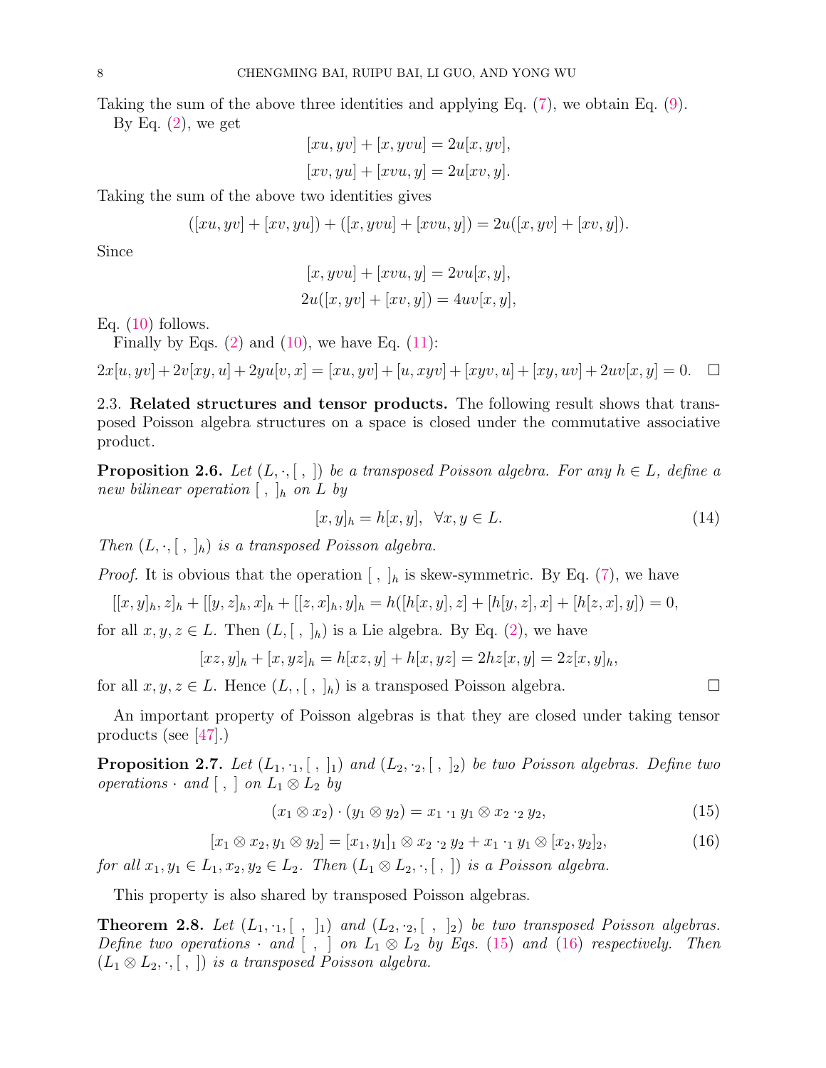Taking the sum of the above three identities and applying Eq. (7), we obtain Eq. (9).

By Eq. (2), we get

$$[xu, yv] + [x, yvu] = 2u[x, yv],$$
$$[xv, yu] + [xvu, y] = 2u[xv, y].$$

Taking the sum of the above two identities gives

$$([xu, yv] + [xv, yu]) + ([x, yvu] + [xvu, y]) = 2u([x, yv] + [xv, y]).$$

Since

$$[x, yvu] + [xvu, y] = 2vu[x, y],$$
$$2u([x, yv] + [xv, y]) = 4uv[x, y],$$

Eq. (10) follows.

Finally by Eqs. (2) and (10), we have Eq. (11):

$$2x[u, yv] + 2v[xy, u] + 2yu[v, x] = [xu, yv] + [u, xyv] + [xyv, u] + [xy, uv] + 2uv[x, y] = 0. \quad \square$$

2.3. **Related structures and tensor products.** The following result shows that transposed Poisson algebra structures on a space is closed under the commutative associative product.

**Proposition 2.6.** *Let $(L, \cdot, [\ ,\ ])$ be a transposed Poisson algebra. For any $h \in L$, define a new bilinear operation $[\ ,\ ]_h$ on $L$ by*

$$[x, y]_h = h[x, y], \quad \forall x, y \in L. \tag{14}$$

*Then $(L, \cdot, [\ ,\ ]_h)$ is a transposed Poisson algebra.*

*Proof.* It is obvious that the operation $[\ ,\ ]_h$ is skew-symmetric. By Eq. (7), we have

$$[[x, y]_h, z]_h + [[y, z]_h, x]_h + [[z, x]_h, y]_h = h([h[x, y], z] + [h[y, z], x] + [h[z, x], y]) = 0,$$

for all $x, y, z \in L$. Then $(L, [\ ,\ ]_h)$ is a Lie algebra. By Eq. (2), we have

$$[xz, y]_h + [x, yz]_h = h[xz, y] + h[x, yz] = 2hz[x, y] = 2z[x, y]_h,$$

for all $x, y, z \in L$. Hence $(L, , [\ ,\ ]_h)$ is a transposed Poisson algebra. $\square$

An important property of Poisson algebras is that they are closed under taking tensor products (see [47].)

**Proposition 2.7.** *Let $(L_1, \cdot_1, [\ ,\ ]_1)$ and $(L_2, \cdot_2, [\ ,\ ]_2)$ be two Poisson algebras. Define two operations $\cdot$ and $[\ ,\ ]$ on $L_1 \otimes L_2$ by*

$$(x_1 \otimes x_2) \cdot (y_1 \otimes y_2) = x_1 \cdot_1 y_1 \otimes x_2 \cdot_2 y_2, \tag{15}$$

$$[x_1 \otimes x_2, y_1 \otimes y_2] = [x_1, y_1]_1 \otimes x_2 \cdot_2 y_2 + x_1 \cdot_1 y_1 \otimes [x_2, y_2]_2, \tag{16}$$

*for all $x_1, y_1 \in L_1, x_2, y_2 \in L_2$. Then $(L_1 \otimes L_2, \cdot, [\ ,\ ])$ is a Poisson algebra.*

This property is also shared by transposed Poisson algebras.

**Theorem 2.8.** *Let $(L_1, \cdot_1, [\ ,\ ]_1)$ and $(L_2, \cdot_2, [\ ,\ ]_2)$ be two transposed Poisson algebras. Define two operations $\cdot$ and $[\ ,\ ]$ on $L_1 \otimes L_2$ by Eqs. (15) and (16) respectively. Then $(L_1 \otimes L_2, \cdot, [\ ,\ ])$ is a transposed Poisson algebra.*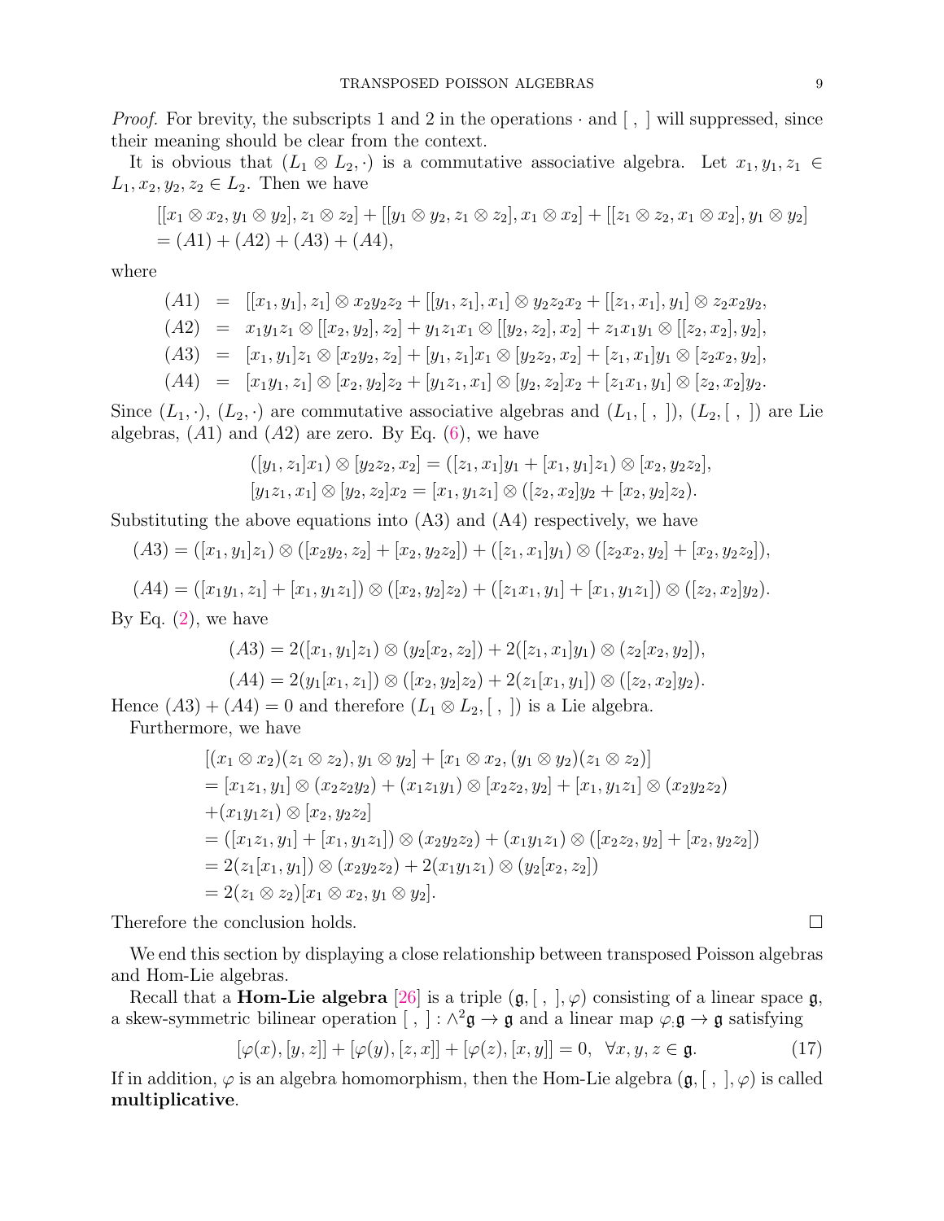*Proof.* For brevity, the subscripts 1 and 2 in the operations $\cdot$ and $[\ ,\ ]$ will suppressed, since their meaning should be clear from the context.

It is obvious that $(L_1 \otimes L_2, \cdot)$ is a commutative associative algebra. Let $x_1, y_1, z_1 \in L_1, x_2, y_2, z_2 \in L_2$. Then we have

$$
\begin{aligned}
&[[x_1 \otimes x_2, y_1 \otimes y_2], z_1 \otimes z_2] + [[y_1 \otimes y_2, z_1 \otimes z_2], x_1 \otimes x_2] + [[z_1 \otimes z_2, x_1 \otimes x_2], y_1 \otimes y_2] \\
&= (A1) + (A2) + (A3) + (A4),
\end{aligned}
$$

where

$$
\begin{aligned}
(A1) &= [[x_1, y_1], z_1] \otimes x_2 y_2 z_2 + [[y_1, z_1], x_1] \otimes y_2 z_2 x_2 + [[z_1, x_1], y_1] \otimes z_2 x_2 y_2, \\
(A2) &= x_1 y_1 z_1 \otimes [[x_2, y_2], z_2] + y_1 z_1 x_1 \otimes [[y_2, z_2], x_2] + z_1 x_1 y_1 \otimes [[z_2, x_2], y_2], \\
(A3) &= [x_1, y_1] z_1 \otimes [x_2 y_2, z_2] + [y_1, z_1] x_1 \otimes [y_2 z_2, x_2] + [z_1, x_1] y_1 \otimes [z_2 x_2, y_2], \\
(A4) &= [x_1 y_1, z_1] \otimes [x_2, y_2] z_2 + [y_1 z_1, x_1] \otimes [y_2, z_2] x_2 + [z_1 x_1, y_1] \otimes [z_2, x_2] y_2.
\end{aligned}
$$

Since $(L_1, \cdot)$, $(L_2, \cdot)$ are commutative associative algebras and $(L_1, [\ ,\ ])$, $(L_2, [\ ,\ ])$ are Lie algebras, $(A1)$ and $(A2)$ are zero. By Eq. (6), we have

$$
\begin{aligned}
([y_1, z_1] x_1) \otimes [y_2 z_2, x_2] &= ([z_1, x_1] y_1 + [x_1, y_1] z_1) \otimes [x_2, y_2 z_2], \\
[y_1 z_1, x_1] \otimes [y_2, z_2] x_2 &= [x_1, y_1 z_1] \otimes ([z_2, x_2] y_2 + [x_2, y_2] z_2).
\end{aligned}
$$

Substituting the above equations into (A3) and (A4) respectively, we have

$$
(A3) = ([x_1, y_1] z_1) \otimes ([x_2 y_2, z_2] + [x_2, y_2 z_2]) + ([z_1, x_1] y_1) \otimes ([z_2 x_2, y_2] + [x_2, y_2 z_2]),
$$

$$
(A4) = ([x_1 y_1, z_1] + [x_1, y_1 z_1]) \otimes ([x_2, y_2] z_2) + ([z_1 x_1, y_1] + [x_1, y_1 z_1]) \otimes ([z_2, x_2] y_2).
$$

By Eq. (2), we have

$$
\begin{aligned}
(A3) &= 2([x_1, y_1] z_1) \otimes (y_2 [x_2, z_2]) + 2([z_1, x_1] y_1) \otimes (z_2 [x_2, y_2]), \\
(A4) &= 2(y_1 [x_1, z_1]) \otimes ([x_2, y_2] z_2) + 2(z_1 [x_1, y_1]) \otimes ([z_2, x_2] y_2).
\end{aligned}
$$

Hence $(A3) + (A4) = 0$ and therefore $(L_1 \otimes L_2, [\ ,\ ])$ is a Lie algebra.

Furthermore, we have

$$
\begin{aligned}
&[(x_1 \otimes x_2)(z_1 \otimes z_2), y_1 \otimes y_2] + [x_1 \otimes x_2, (y_1 \otimes y_2)(z_1 \otimes z_2)] \\
&= [x_1 z_1, y_1] \otimes (x_2 z_2 y_2) + (x_1 z_1 y_1) \otimes [x_2 z_2, y_2] + [x_1, y_1 z_1] \otimes (x_2 y_2 z_2) \\
&\quad + (x_1 y_1 z_1) \otimes [x_2, y_2 z_2] \\
&= ([x_1 z_1, y_1] + [x_1, y_1 z_1]) \otimes (x_2 y_2 z_2) + (x_1 y_1 z_1) \otimes ([x_2 z_2, y_2] + [x_2, y_2 z_2]) \\
&= 2(z_1 [x_1, y_1]) \otimes (x_2 y_2 z_2) + 2(x_1 y_1 z_1) \otimes (y_2 [x_2, z_2]) \\
&= 2(z_1 \otimes z_2)[x_1 \otimes x_2, y_1 \otimes y_2].
\end{aligned}
$$

Therefore the conclusion holds. $\square$

We end this section by displaying a close relationship between transposed Poisson algebras and Hom-Lie algebras.

Recall that a **Hom-Lie algebra** [26] is a triple $(\mathfrak{g}, [\ ,\ ], \varphi)$ consisting of a linear space $\mathfrak{g}$, a skew-symmetric bilinear operation $[\ ,\ ] : \wedge^2 \mathfrak{g} \to \mathfrak{g}$ and a linear map $\varphi . \mathfrak{g} \to \mathfrak{g}$ satisfying

$$
[\varphi(x), [y, z]] + [\varphi(y), [z, x]] + [\varphi(z), [x, y]] = 0, \quad \forall x, y, z \in \mathfrak{g}. \tag{17}
$$

If in addition, $\varphi$ is an algebra homomorphism, then the Hom-Lie algebra $(\mathfrak{g}, [\ ,\ ], \varphi)$ is called **multiplicative**.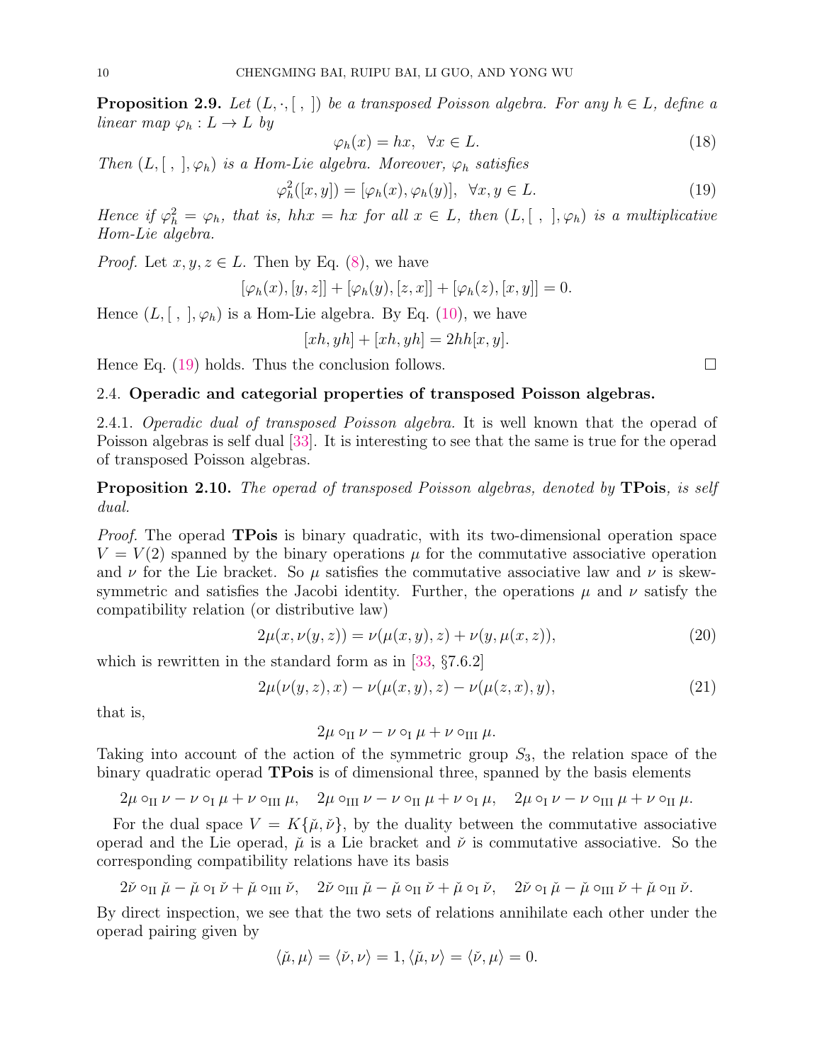**Proposition 2.9.** *Let $(L, \cdot, [\ ,\ ])$ be a transposed Poisson algebra. For any $h \in L$, define a linear map $\varphi_h : L \to L$ by*

$$\varphi_h(x) = hx, \ \ \forall x \in L. \tag{18}$$

*Then $(L, [\ ,\ ], \varphi_h)$ is a Hom-Lie algebra. Moreover, $\varphi_h$ satisfies*

$$\varphi_h^2([x, y]) = [\varphi_h(x), \varphi_h(y)], \ \ \forall x, y \in L. \tag{19}$$

*Hence if $\varphi_h^2 = \varphi_h$, that is, $hhx = hx$ for all $x \in L$, then $(L, [\ ,\ ], \varphi_h)$ is a multiplicative Hom-Lie algebra.*

*Proof.* Let $x, y, z \in L$. Then by Eq. (8), we have

$$[\varphi_h(x), [y, z]] + [\varphi_h(y), [z, x]] + [\varphi_h(z), [x, y]] = 0.$$

Hence $(L, [\ ,\ ], \varphi_h)$ is a Hom-Lie algebra. By Eq. (10), we have

$$[xh, yh] + [xh, yh] = 2hh[x, y].$$

Hence Eq. (19) holds. Thus the conclusion follows. $\square$

## 2.4. Operadic and categorial properties of transposed Poisson algebras.

2.4.1. *Operadic dual of transposed Poisson algebra.* It is well known that the operad of Poisson algebras is self dual [33]. It is interesting to see that the same is true for the operad of transposed Poisson algebras.

**Proposition 2.10.** *The operad of transposed Poisson algebras, denoted by* **TPois**, *is self dual.*

*Proof.* The operad **TPois** is binary quadratic, with its two-dimensional operation space $V = V(2)$ spanned by the binary operations $\mu$ for the commutative associative operation and $\nu$ for the Lie bracket. So $\mu$ satisfies the commutative associative law and $\nu$ is skew-symmetric and satisfies the Jacobi identity. Further, the operations $\mu$ and $\nu$ satisfy the compatibility relation (or distributive law)

$$2\mu(x, \nu(y, z)) = \nu(\mu(x, y), z) + \nu(y, \mu(x, z)), \tag{20}$$

which is rewritten in the standard form as in [33, §7.6.2]

$$2\mu(\nu(y, z), x) - \nu(\mu(x, y), z) - \nu(\mu(z, x), y), \tag{21}$$

that is,

$$2\mu \circ_{\mathrm{II}} \nu - \nu \circ_{\mathrm{I}} \mu + \nu \circ_{\mathrm{III}} \mu.$$

Taking into account of the action of the symmetric group $S_3$, the relation space of the binary quadratic operad **TPois** is of dimensional three, spanned by the basis elements

$$2\mu \circ_{\mathrm{II}} \nu - \nu \circ_{\mathrm{I}} \mu + \nu \circ_{\mathrm{III}} \mu, \quad 2\mu \circ_{\mathrm{III}} \nu - \nu \circ_{\mathrm{II}} \mu + \nu \circ_{\mathrm{I}} \mu, \quad 2\mu \circ_{\mathrm{I}} \nu - \nu \circ_{\mathrm{III}} \mu + \nu \circ_{\mathrm{II}} \mu.$$

For the dual space $V = K\{\check{\mu}, \check{\nu}\}$, by the duality between the commutative associative operad and the Lie operad, $\check{\mu}$ is a Lie bracket and $\check{\nu}$ is commutative associative. So the corresponding compatibility relations have its basis

$$2\check{\nu} \circ_{\mathrm{II}} \check{\mu} - \check{\mu} \circ_{\mathrm{I}} \check{\nu} + \check{\mu} \circ_{\mathrm{III}} \check{\nu}, \quad 2\check{\nu} \circ_{\mathrm{III}} \check{\mu} - \check{\mu} \circ_{\mathrm{II}} \check{\nu} + \check{\mu} \circ_{\mathrm{I}} \check{\nu}, \quad 2\check{\nu} \circ_{\mathrm{I}} \check{\mu} - \check{\mu} \circ_{\mathrm{III}} \check{\nu} + \check{\mu} \circ_{\mathrm{II}} \check{\nu}.$$

By direct inspection, we see that the two sets of relations annihilate each other under the operad pairing given by

$$\langle \check{\mu}, \mu \rangle = \langle \check{\nu}, \nu \rangle = 1, \langle \check{\mu}, \nu \rangle = \langle \check{\nu}, \mu \rangle = 0.$$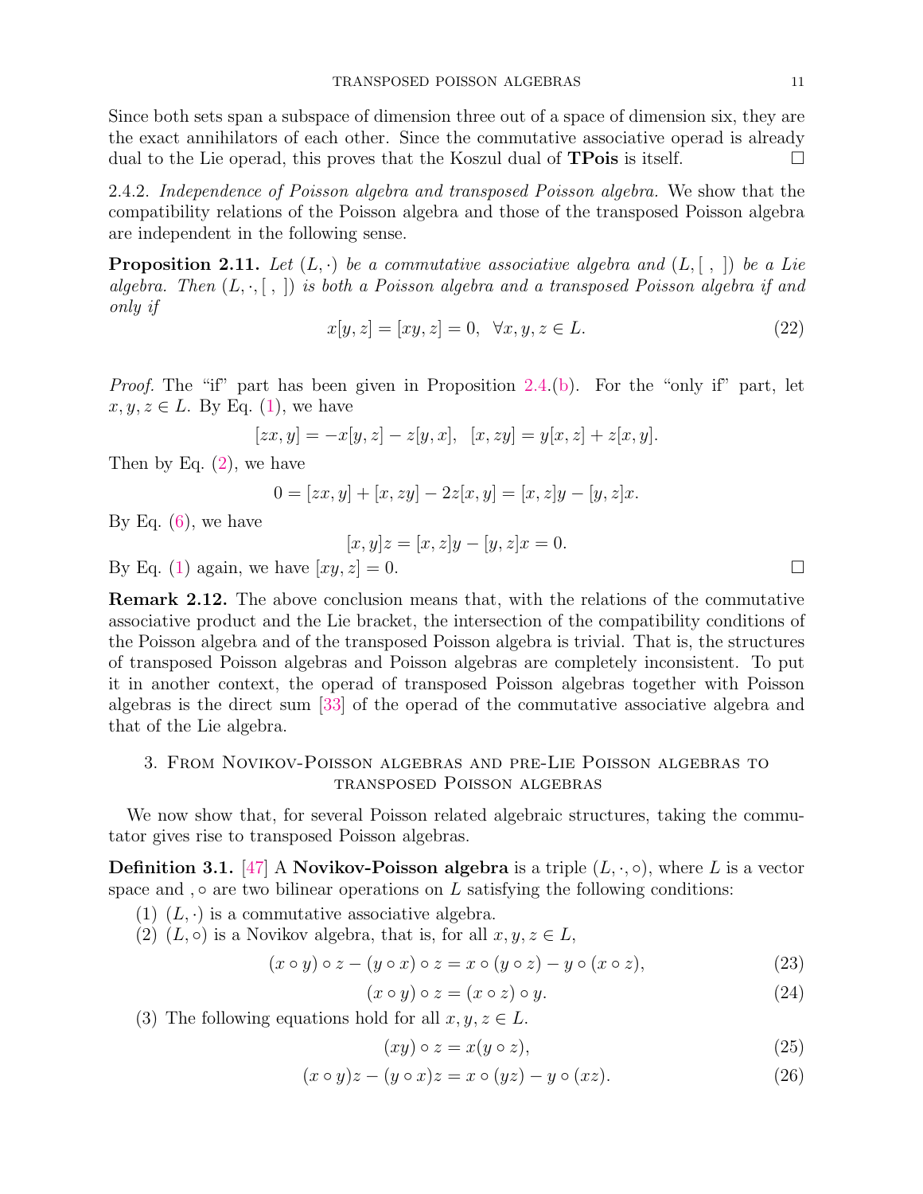Since both sets span a subspace of dimension three out of a space of dimension six, they are the exact annihilators of each other. Since the commutative associative operad is already dual to the Lie operad, this proves that the Koszul dual of **TPois** is itself. ☐

2.4.2. *Independence of Poisson algebra and transposed Poisson algebra.* We show that the compatibility relations of the Poisson algebra and those of the transposed Poisson algebra are independent in the following sense.

**Proposition 2.11.** *Let $(L, \cdot)$ be a commutative associative algebra and $(L, [\ ,\ ])$ be a Lie algebra. Then $(L, \cdot, [\ ,\ ])$ is both a Poisson algebra and a transposed Poisson algebra if and only if*

$$x[y, z] = [xy, z] = 0, \quad \forall x, y, z \in L. \tag{22}$$

*Proof.* The "if" part has been given in Proposition 2.4.(b). For the "only if" part, let $x, y, z \in L$. By Eq. (1), we have

$$[zx, y] = -x[y, z] - z[y, x], \quad [x, zy] = y[x, z] + z[x, y].$$

Then by Eq. (2), we have

$$0 = [zx, y] + [x, zy] - 2z[x, y] = [x, z]y - [y, z]x.$$

By Eq. (6), we have

$$[x, y]z = [x, z]y - [y, z]x = 0.$$

By Eq. (1) again, we have $[xy, z] = 0$. ☐

**Remark 2.12.** The above conclusion means that, with the relations of the commutative associative product and the Lie bracket, the intersection of the compatibility conditions of the Poisson algebra and of the transposed Poisson algebra is trivial. That is, the structures of transposed Poisson algebras and Poisson algebras are completely inconsistent. To put it in another context, the operad of transposed Poisson algebras together with Poisson algebras is the direct sum [33] of the operad of the commutative associative algebra and that of the Lie algebra.

## 3. From Novikov-Poisson algebras and pre-Lie Poisson algebras to transposed Poisson algebras

We now show that, for several Poisson related algebraic structures, taking the commutator gives rise to transposed Poisson algebras.

**Definition 3.1.** [47] A **Novikov-Poisson algebra** is a triple $(L, \cdot, \circ)$, where $L$ is a vector space and $, \circ$ are two bilinear operations on $L$ satisfying the following conditions:

(1) $(L, \cdot)$ is a commutative associative algebra.

(2) $(L, \circ)$ is a Novikov algebra, that is, for all $x, y, z \in L$,

$$(x \circ y) \circ z - (y \circ x) \circ z = x \circ (y \circ z) - y \circ (x \circ z), \tag{23}$$

$$(x \circ y) \circ z = (x \circ z) \circ y. \tag{24}$$

(3) The following equations hold for all $x, y, z \in L$.

$$(xy) \circ z = x(y \circ z), \tag{25}$$

$$(x \circ y)z - (y \circ x)z = x \circ (yz) - y \circ (xz). \tag{26}$$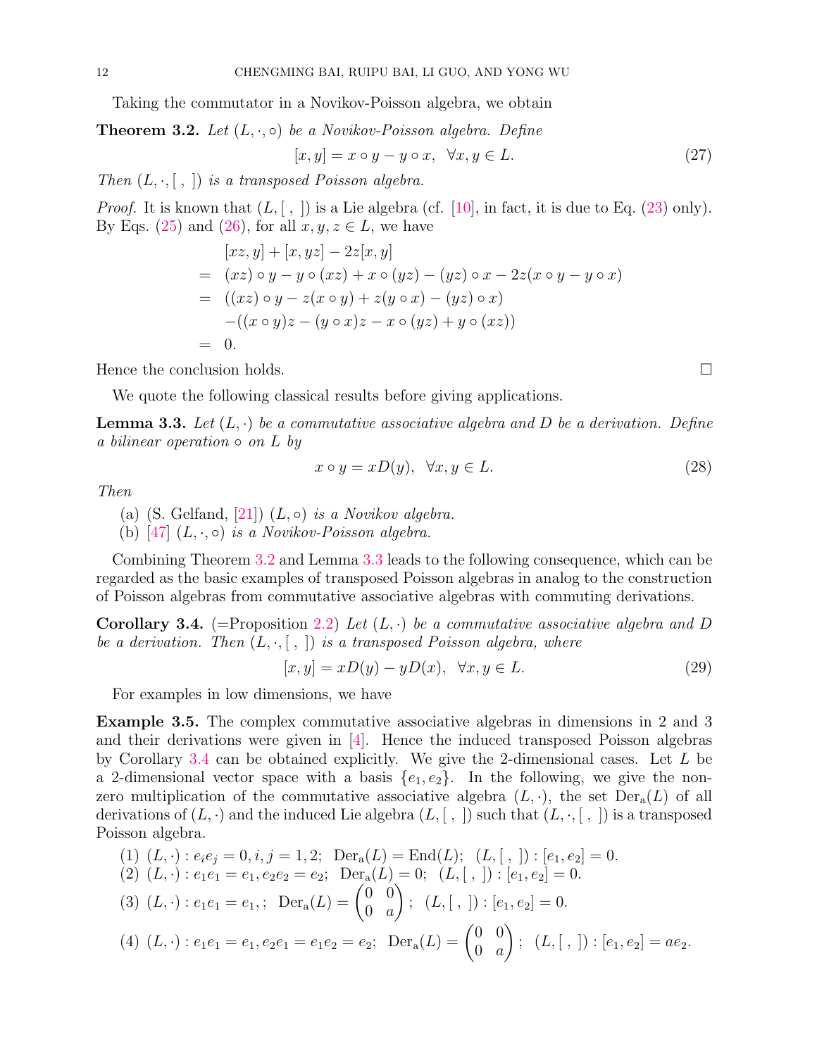Taking the commutator in a Novikov-Poisson algebra, we obtain

**Theorem 3.2.** *Let $(L, \cdot, \circ)$ be a Novikov-Poisson algebra. Define*

$$[x, y] = x \circ y - y \circ x, \quad \forall x, y \in L. \tag{27}$$

*Then $(L, \cdot, [\ ,\ ])$ is a transposed Poisson algebra.*

*Proof.* It is known that $(L, [\ ,\ ])$ is a Lie algebra (cf. [10], in fact, it is due to Eq. (23) only). By Eqs. (25) and (26), for all $x, y, z \in L$, we have

$$\begin{aligned}
& [xz, y] + [x, yz] - 2z[x, y] \\
= \;& (xz) \circ y - y \circ (xz) + x \circ (yz) - (yz) \circ x - 2z(x \circ y - y \circ x) \\
= \;& ((xz) \circ y - z(x \circ y) + z(y \circ x) - (yz) \circ x) \\
& -((x \circ y)z - (y \circ x)z - x \circ (yz) + y \circ (xz)) \\
= \;& 0.
\end{aligned}$$

Hence the conclusion holds. □

We quote the following classical results before giving applications.

**Lemma 3.3.** *Let $(L, \cdot)$ be a commutative associative algebra and $D$ be a derivation. Define a bilinear operation $\circ$ on $L$ by*

$$x \circ y = xD(y), \quad \forall x, y \in L. \tag{28}$$

*Then*

(a) (S. Gelfand, [21]) *$(L, \circ)$ is a Novikov algebra.*
(b) [47] *$(L, \cdot, \circ)$ is a Novikov-Poisson algebra.*

Combining Theorem 3.2 and Lemma 3.3 leads to the following consequence, which can be regarded as the basic examples of transposed Poisson algebras in analog to the construction of Poisson algebras from commutative associative algebras with commuting derivations.

**Corollary 3.4.** (=Proposition 2.2) *Let $(L, \cdot)$ be a commutative associative algebra and $D$ be a derivation. Then $(L, \cdot, [\ ,\ ])$ is a transposed Poisson algebra, where*

$$[x, y] = xD(y) - yD(x), \quad \forall x, y \in L. \tag{29}$$

For examples in low dimensions, we have

**Example 3.5.** The complex commutative associative algebras in dimensions in 2 and 3 and their derivations were given in [4]. Hence the induced transposed Poisson algebras by Corollary 3.4 can be obtained explicitly. We give the 2-dimensional cases. Let $L$ be a 2-dimensional vector space with a basis $\{e_1, e_2\}$. In the following, we give the non-zero multiplication of the commutative associative algebra $(L, \cdot)$, the set $\mathrm{Der_a}(L)$ of all derivations of $(L, \cdot)$ and the induced Lie algebra $(L, [\ ,\ ])$ such that $(L, \cdot, [\ ,\ ])$ is a transposed Poisson algebra.

(1) $(L, \cdot) : e_i e_j = 0, i, j = 1, 2$; $\mathrm{Der_a}(L) = \mathrm{End}(L)$; $(L, [\ ,\ ]) : [e_1, e_2] = 0$.
(2) $(L, \cdot) : e_1 e_1 = e_1, e_2 e_2 = e_2$; $\mathrm{Der_a}(L) = 0$; $(L, [\ ,\ ]) : [e_1, e_2] = 0$.
(3) $(L, \cdot) : e_1 e_1 = e_1, ;$ $\mathrm{Der_a}(L) = \begin{pmatrix} 0 & 0 \\ 0 & a \end{pmatrix}$; $(L, [\ ,\ ]) : [e_1, e_2] = 0$.
(4) $(L, \cdot) : e_1 e_1 = e_1, e_2 e_1 = e_1 e_2 = e_2$; $\mathrm{Der_a}(L) = \begin{pmatrix} 0 & 0 \\ 0 & a \end{pmatrix}$; $(L, [\ ,\ ]) : [e_1, e_2] = a e_2$.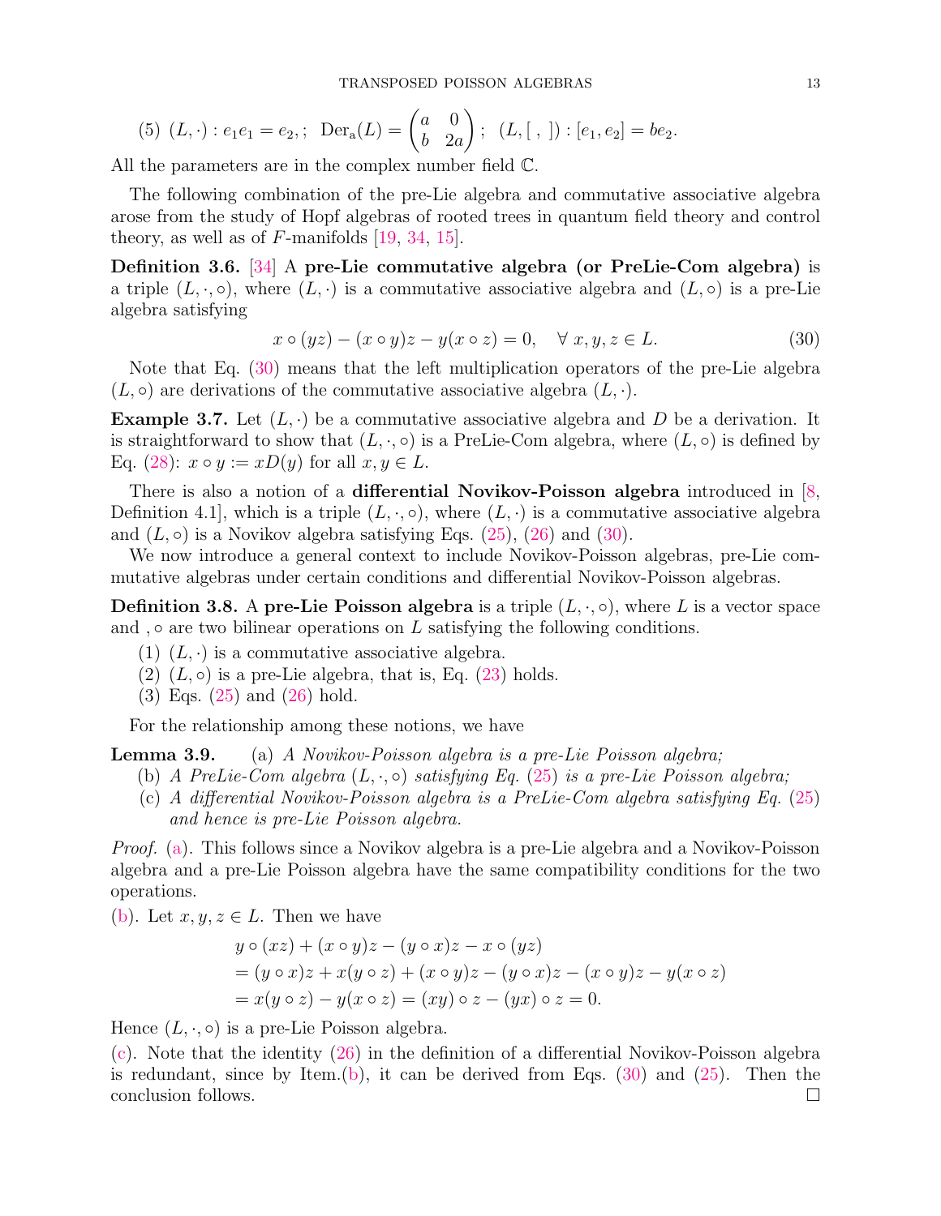(5) $(L,\cdot): e_1e_1 = e_2,;$ $\mathrm{Der_a}(L) = \begin{pmatrix} a & 0 \\ b & 2a \end{pmatrix};$ $(L,[\ ,\ ]): [e_1,e_2] = be_2.$

All the parameters are in the complex number field $\mathbb{C}$.

The following combination of the pre-Lie algebra and commutative associative algebra arose from the study of Hopf algebras of rooted trees in quantum field theory and control theory, as well as of $F$-manifolds [19, 34, 15].

**Definition 3.6.** [34] A **pre-Lie commutative algebra (or PreLie-Com algebra)** is a triple $(L,\cdot,\circ)$, where $(L,\cdot)$ is a commutative associative algebra and $(L,\circ)$ is a pre-Lie algebra satisfying

$$x\circ(yz) - (x\circ y)z - y(x\circ z) = 0, \quad \forall\, x,y,z\in L. \tag{30}$$

Note that Eq. (30) means that the left multiplication operators of the pre-Lie algebra $(L,\circ)$ are derivations of the commutative associative algebra $(L,\cdot)$.

**Example 3.7.** Let $(L,\cdot)$ be a commutative associative algebra and $D$ be a derivation. It is straightforward to show that $(L,\cdot,\circ)$ is a PreLie-Com algebra, where $(L,\circ)$ is defined by Eq. (28): $x\circ y := xD(y)$ for all $x,y\in L$.

There is also a notion of a **differential Novikov-Poisson algebra** introduced in [8, Definition 4.1], which is a triple $(L,\cdot,\circ)$, where $(L,\cdot)$ is a commutative associative algebra and $(L,\circ)$ is a Novikov algebra satisfying Eqs. (25), (26) and (30).

We now introduce a general context to include Novikov-Poisson algebras, pre-Lie commutative algebras under certain conditions and differential Novikov-Poisson algebras.

**Definition 3.8.** A **pre-Lie Poisson algebra** is a triple $(L,\cdot,\circ)$, where $L$ is a vector space and $,\circ$ are two bilinear operations on $L$ satisfying the following conditions.

(1) $(L,\cdot)$ is a commutative associative algebra.
(2) $(L,\circ)$ is a pre-Lie algebra, that is, Eq. (23) holds.
(3) Eqs. (25) and (26) hold.

For the relationship among these notions, we have

**Lemma 3.9.** (a) *A Novikov-Poisson algebra is a pre-Lie Poisson algebra;*
(b) *A PreLie-Com algebra $(L,\cdot,\circ)$ satisfying Eq. (25) is a pre-Lie Poisson algebra;*
(c) *A differential Novikov-Poisson algebra is a PreLie-Com algebra satisfying Eq. (25) and hence is pre-Lie Poisson algebra.*

*Proof.* (a). This follows since a Novikov algebra is a pre-Lie algebra and a Novikov-Poisson algebra and a pre-Lie Poisson algebra have the same compatibility conditions for the two operations.

(b). Let $x,y,z\in L$. Then we have

$$\begin{aligned}
&y\circ(xz) + (x\circ y)z - (y\circ x)z - x\circ(yz)\\
&= (y\circ x)z + x(y\circ z) + (x\circ y)z - (y\circ x)z - (x\circ y)z - y(x\circ z)\\
&= x(y\circ z) - y(x\circ z) = (xy)\circ z - (yx)\circ z = 0.
\end{aligned}$$

Hence $(L,\cdot,\circ)$ is a pre-Lie Poisson algebra.

(c). Note that the identity (26) in the definition of a differential Novikov-Poisson algebra is redundant, since by Item.(b), it can be derived from Eqs. (30) and (25). Then the conclusion follows. $\square$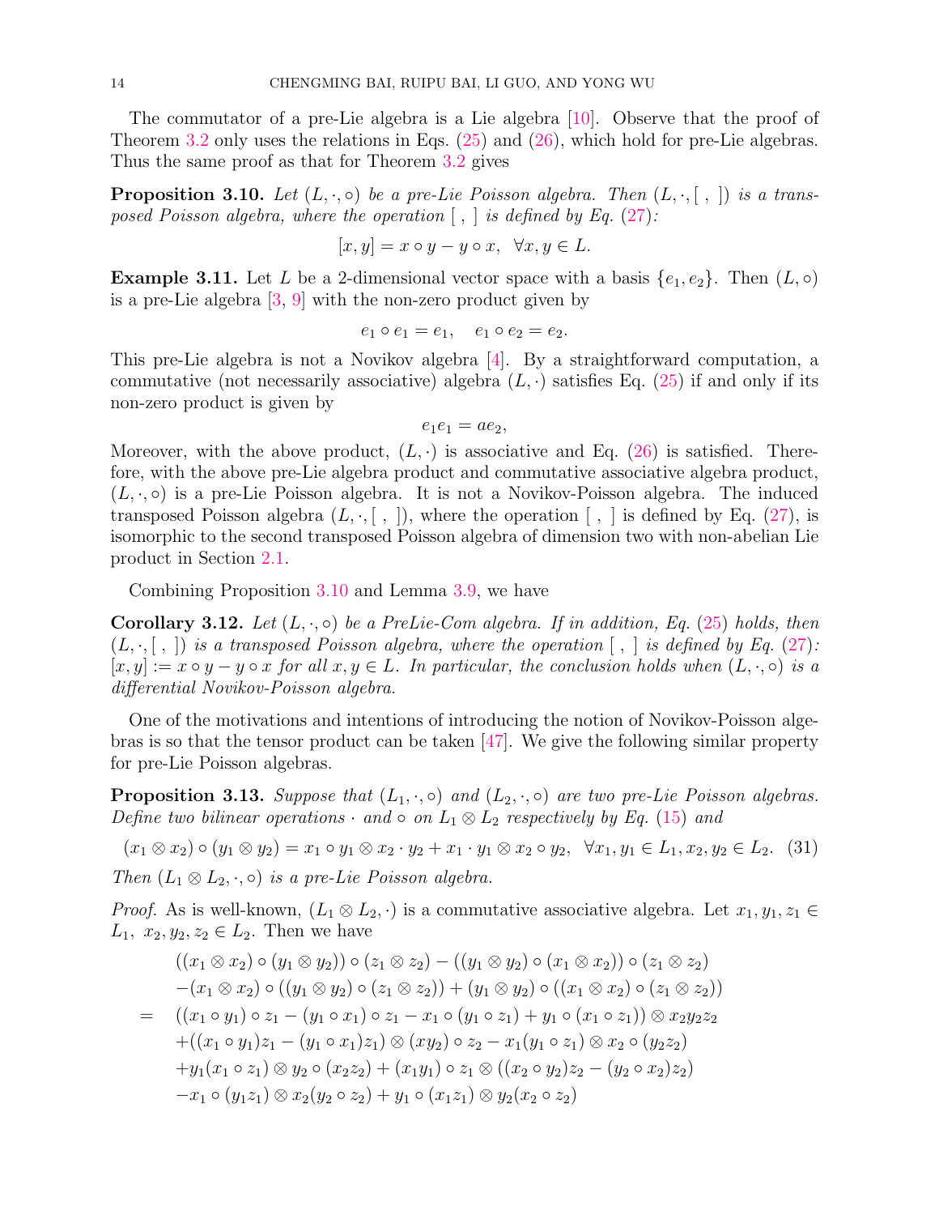The commutator of a pre-Lie algebra is a Lie algebra [10]. Observe that the proof of Theorem 3.2 only uses the relations in Eqs. (25) and (26), which hold for pre-Lie algebras. Thus the same proof as that for Theorem 3.2 gives

**Proposition 3.10.** *Let $(L, \cdot, \circ)$ be a pre-Lie Poisson algebra. Then $(L, \cdot, [\ ,\ ])$ is a transposed Poisson algebra, where the operation $[\ ,\ ]$ is defined by Eq. (27):*

$$[x, y] = x \circ y - y \circ x, \ \ \forall x, y \in L.$$

**Example 3.11.** Let $L$ be a 2-dimensional vector space with a basis $\{e_1, e_2\}$. Then $(L, \circ)$ is a pre-Lie algebra [3, 9] with the non-zero product given by

$$e_1 \circ e_1 = e_1, \quad e_1 \circ e_2 = e_2.$$

This pre-Lie algebra is not a Novikov algebra [4]. By a straightforward computation, a commutative (not necessarily associative) algebra $(L, \cdot)$ satisfies Eq. (25) if and only if its non-zero product is given by

$$e_1 e_1 = a e_2,$$

Moreover, with the above product, $(L, \cdot)$ is associative and Eq. (26) is satisfied. Therefore, with the above pre-Lie algebra product and commutative associative algebra product, $(L, \cdot, \circ)$ is a pre-Lie Poisson algebra. It is not a Novikov-Poisson algebra. The induced transposed Poisson algebra $(L, \cdot, [\ ,\ ])$, where the operation $[\ ,\ ]$ is defined by Eq. (27), is isomorphic to the second transposed Poisson algebra of dimension two with non-abelian Lie product in Section 2.1.

Combining Proposition 3.10 and Lemma 3.9, we have

**Corollary 3.12.** *Let $(L, \cdot, \circ)$ be a PreLie-Com algebra. If in addition, Eq. (25) holds, then $(L, \cdot, [\ ,\ ])$ is a transposed Poisson algebra, where the operation $[\ ,\ ]$ is defined by Eq. (27): $[x, y] := x \circ y - y \circ x$ for all $x, y \in L$. In particular, the conclusion holds when $(L, \cdot, \circ)$ is a differential Novikov-Poisson algebra.*

One of the motivations and intentions of introducing the notion of Novikov-Poisson algebras is so that the tensor product can be taken [47]. We give the following similar property for pre-Lie Poisson algebras.

**Proposition 3.13.** *Suppose that $(L_1, \cdot, \circ)$ and $(L_2, \cdot, \circ)$ are two pre-Lie Poisson algebras. Define two bilinear operations $\cdot$ and $\circ$ on $L_1 \otimes L_2$ respectively by Eq. (15) and*

$$(x_1 \otimes x_2) \circ (y_1 \otimes y_2) = x_1 \circ y_1 \otimes x_2 \cdot y_2 + x_1 \cdot y_1 \otimes x_2 \circ y_2, \ \ \forall x_1, y_1 \in L_1, x_2, y_2 \in L_2. \quad (31)$$

*Then $(L_1 \otimes L_2, \cdot, \circ)$ is a pre-Lie Poisson algebra.*

*Proof.* As is well-known, $(L_1 \otimes L_2, \cdot)$ is a commutative associative algebra. Let $x_1, y_1, z_1 \in L_1,\ x_2, y_2, z_2 \in L_2$. Then we have

$$\begin{aligned}
& ((x_1 \otimes x_2) \circ (y_1 \otimes y_2)) \circ (z_1 \otimes z_2) - ((y_1 \otimes y_2) \circ (x_1 \otimes x_2)) \circ (z_1 \otimes z_2) \\
& -(x_1 \otimes x_2) \circ ((y_1 \otimes y_2) \circ (z_1 \otimes z_2)) + (y_1 \otimes y_2) \circ ((x_1 \otimes x_2) \circ (z_1 \otimes z_2)) \\
= \ & ((x_1 \circ y_1) \circ z_1 - (y_1 \circ x_1) \circ z_1 - x_1 \circ (y_1 \circ z_1) + y_1 \circ (x_1 \circ z_1)) \otimes x_2 y_2 z_2 \\
& +((x_1 \circ y_1) z_1 - (y_1 \circ x_1) z_1) \otimes (x y_2) \circ z_2 - x_1 (y_1 \circ z_1) \otimes x_2 \circ (y_2 z_2) \\
& +y_1 (x_1 \circ z_1) \otimes y_2 \circ (x_2 z_2) + (x_1 y_1) \circ z_1 \otimes ((x_2 \circ y_2) z_2 - (y_2 \circ x_2) z_2) \\
& -x_1 \circ (y_1 z_1) \otimes x_2 (y_2 \circ z_2) + y_1 \circ (x_1 z_1) \otimes y_2 (x_2 \circ z_2)
\end{aligned}$$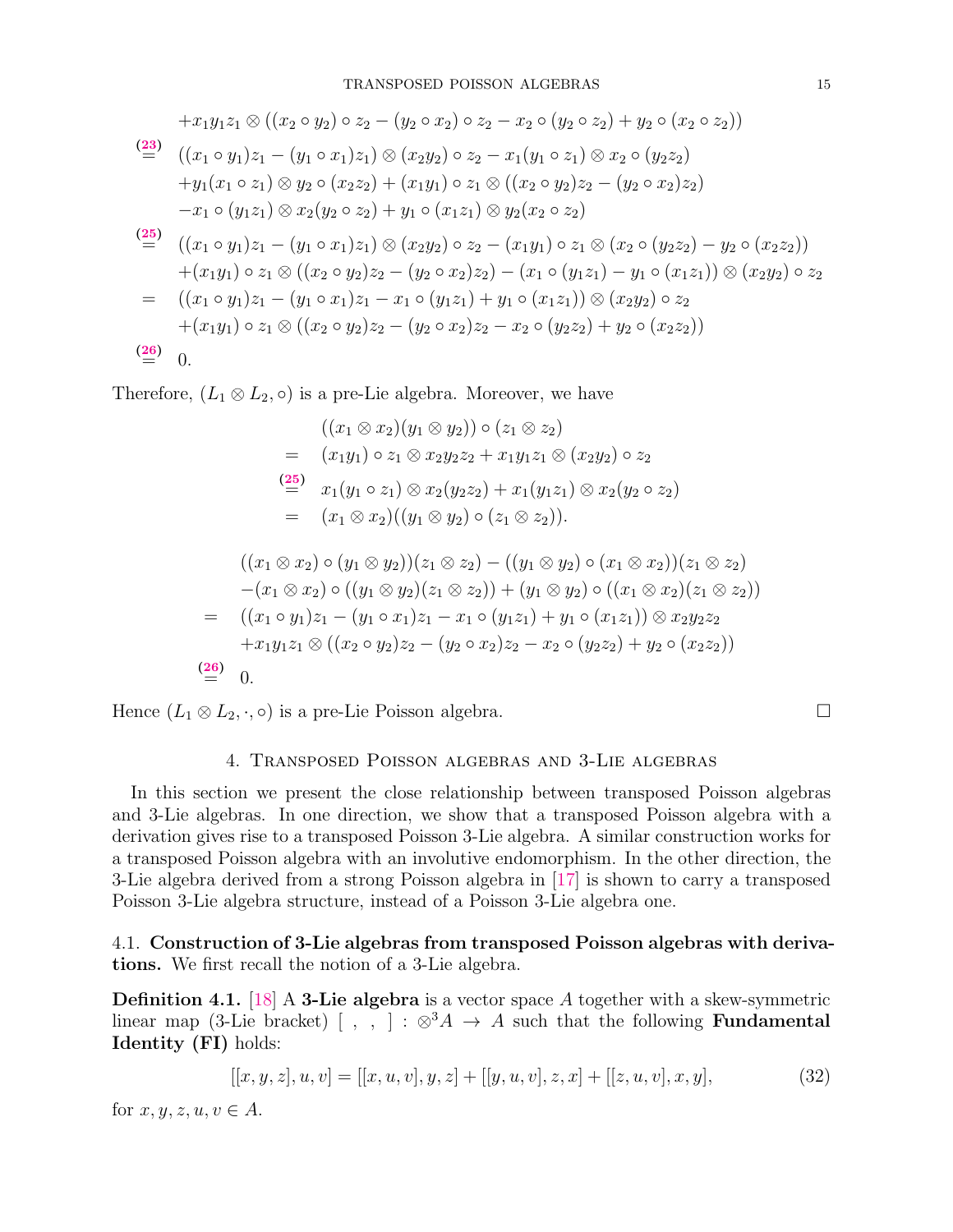$$
\begin{aligned}
&+x_1y_1z_1\otimes((x_2\circ y_2)\circ z_2-(y_2\circ x_2)\circ z_2-x_2\circ(y_2\circ z_2)+y_2\circ(x_2\circ z_2))\\
\overset{(23)}{=}\;&((x_1\circ y_1)z_1-(y_1\circ x_1)z_1)\otimes(x_2y_2)\circ z_2-x_1(y_1\circ z_1)\otimes x_2\circ(y_2z_2)\\
&+y_1(x_1\circ z_1)\otimes y_2\circ(x_2z_2)+(x_1y_1)\circ z_1\otimes((x_2\circ y_2)z_2-(y_2\circ x_2)z_2)\\
&-x_1\circ(y_1z_1)\otimes x_2(y_2\circ z_2)+y_1\circ(x_1z_1)\otimes y_2(x_2\circ z_2)\\
\overset{(25)}{=}\;&((x_1\circ y_1)z_1-(y_1\circ x_1)z_1)\otimes(x_2y_2)\circ z_2-(x_1y_1)\circ z_1\otimes(x_2\circ(y_2z_2)-y_2\circ(x_2z_2))\\
&+(x_1y_1)\circ z_1\otimes((x_2\circ y_2)z_2-(y_2\circ x_2)z_2)-(x_1\circ(y_1z_1)-y_1\circ(x_1z_1))\otimes(x_2y_2)\circ z_2\\
=\;&((x_1\circ y_1)z_1-(y_1\circ x_1)z_1-x_1\circ(y_1z_1)+y_1\circ(x_1z_1))\otimes(x_2y_2)\circ z_2\\
&+(x_1y_1)\circ z_1\otimes((x_2\circ y_2)z_2-(y_2\circ x_2)z_2-x_2\circ(y_2z_2)+y_2\circ(x_2z_2))\\
\overset{(26)}{=}\;&0.
\end{aligned}
$$

Therefore, $(L_1\otimes L_2,\circ)$ is a pre-Lie algebra. Moreover, we have

$$
\begin{aligned}
&((x_1\otimes x_2)(y_1\otimes y_2))\circ(z_1\otimes z_2)\\
=\;&(x_1y_1)\circ z_1\otimes x_2y_2z_2+x_1y_1z_1\otimes(x_2y_2)\circ z_2\\
\overset{(25)}{=}\;&x_1(y_1\circ z_1)\otimes x_2(y_2z_2)+x_1(y_1z_1)\otimes x_2(y_2\circ z_2)\\
=\;&(x_1\otimes x_2)((y_1\otimes y_2)\circ(z_1\otimes z_2)).
\end{aligned}
$$

$$
\begin{aligned}
&((x_1\otimes x_2)\circ(y_1\otimes y_2))(z_1\otimes z_2)-((y_1\otimes y_2)\circ(x_1\otimes x_2))(z_1\otimes z_2)\\
&-(x_1\otimes x_2)\circ((y_1\otimes y_2)(z_1\otimes z_2))+(y_1\otimes y_2)\circ((x_1\otimes x_2)(z_1\otimes z_2))\\
=\;&((x_1\circ y_1)z_1-(y_1\circ x_1)z_1-x_1\circ(y_1z_1)+y_1\circ(x_1z_1))\otimes x_2y_2z_2\\
&+x_1y_1z_1\otimes((x_2\circ y_2)z_2-(y_2\circ x_2)z_2-x_2\circ(y_2z_2)+y_2\circ(x_2z_2))\\
\overset{(26)}{=}\;&0.
\end{aligned}
$$

Hence $(L_1\otimes L_2,\cdot,\circ)$ is a pre-Lie Poisson algebra. □

## 4. Transposed Poisson algebras and 3-Lie algebras

In this section we present the close relationship between transposed Poisson algebras and 3-Lie algebras. In one direction, we show that a transposed Poisson algebra with a derivation gives rise to a transposed Poisson 3-Lie algebra. A similar construction works for a transposed Poisson algebra with an involutive endomorphism. In the other direction, the 3-Lie algebra derived from a strong Poisson algebra in [17] is shown to carry a transposed Poisson 3-Lie algebra structure, instead of a Poisson 3-Lie algebra one.

### 4.1. Construction of 3-Lie algebras from transposed Poisson algebras with derivations.

We first recall the notion of a 3-Lie algebra.

**Definition 4.1.** [18] A **3-Lie algebra** is a vector space $A$ together with a skew-symmetric linear map (3-Lie bracket) $[\ ,\ ,\ ]:\otimes^3A\to A$ such that the following **Fundamental Identity (FI)** holds:

$$
[[x,y,z],u,v]=[[x,u,v],y,z]+[[y,u,v],z,x]+[[z,u,v],x,y], \tag{32}
$$

for $x,y,z,u,v\in A$.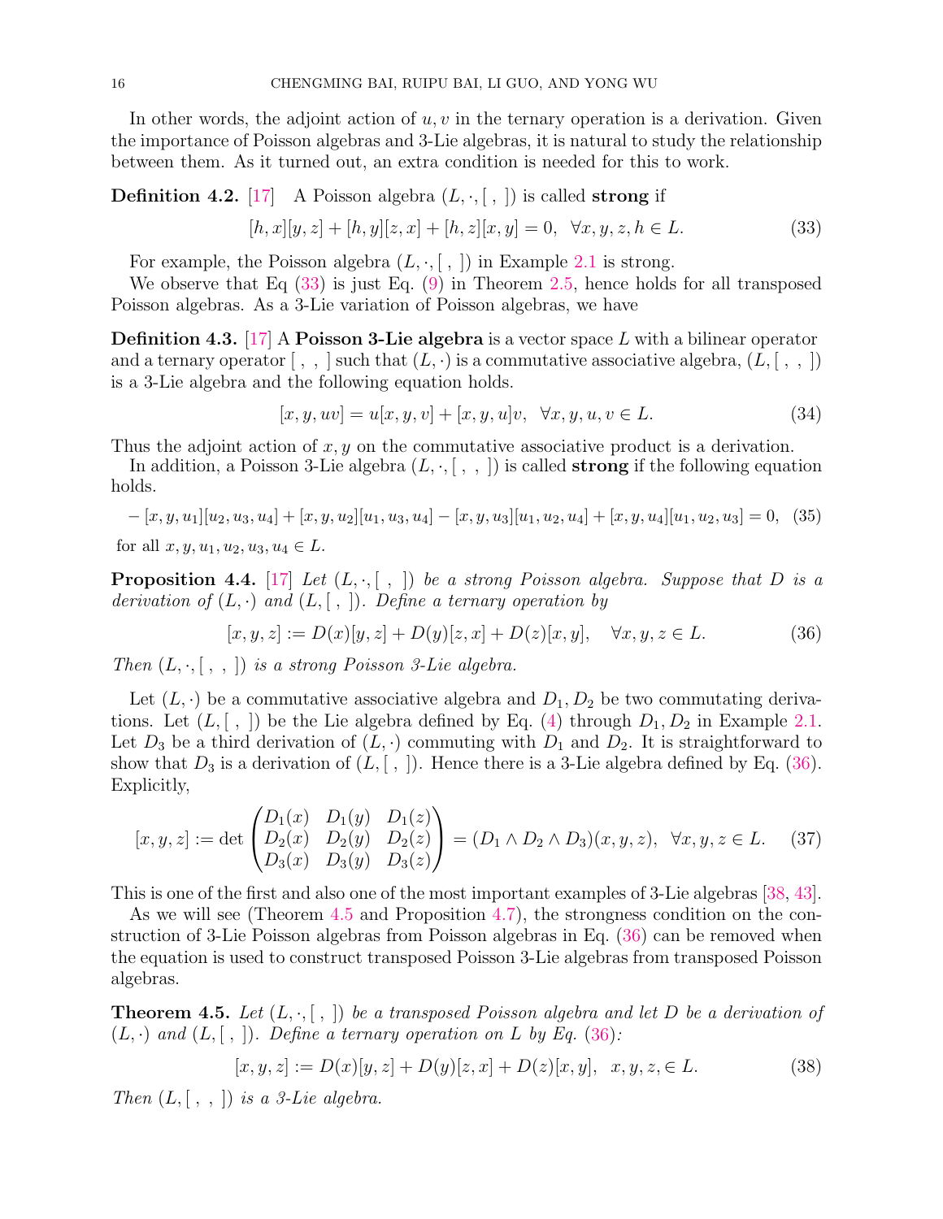In other words, the adjoint action of $u, v$ in the ternary operation is a derivation. Given the importance of Poisson algebras and 3-Lie algebras, it is natural to study the relationship between them. As it turned out, an extra condition is needed for this to work.

**Definition 4.2.** [17] A Poisson algebra $(L, \cdot, [\ ,\ ])$ is called **strong** if

$$[h, x][y, z] + [h, y][z, x] + [h, z][x, y] = 0, \quad \forall x, y, z, h \in L. \tag{33}$$

For example, the Poisson algebra $(L, \cdot, [\ ,\ ])$ in Example 2.1 is strong.

We observe that Eq (33) is just Eq. (9) in Theorem 2.5, hence holds for all transposed Poisson algebras. As a 3-Lie variation of Poisson algebras, we have

**Definition 4.3.** [17] A **Poisson 3-Lie algebra** is a vector space $L$ with a bilinear operator and a ternary operator $[\ ,\ ,\ ]$ such that $(L, \cdot)$ is a commutative associative algebra, $(L, [\ ,\ ,\ ])$ is a 3-Lie algebra and the following equation holds.

$$[x, y, uv] = u[x, y, v] + [x, y, u]v, \quad \forall x, y, u, v \in L. \tag{34}$$

Thus the adjoint action of $x, y$ on the commutative associative product is a derivation.

In addition, a Poisson 3-Lie algebra $(L, \cdot, [\ ,\ ,\ ])$ is called **strong** if the following equation holds.

$$-[x, y, u_1][u_2, u_3, u_4] + [x, y, u_2][u_1, u_3, u_4] - [x, y, u_3][u_1, u_2, u_4] + [x, y, u_4][u_1, u_2, u_3] = 0, \tag{35}$$

for all $x, y, u_1, u_2, u_3, u_4 \in L$.

**Proposition 4.4.** [17] *Let $(L, \cdot, [\ ,\ ])$ be a strong Poisson algebra. Suppose that $D$ is a derivation of $(L, \cdot)$ and $(L, [\ ,\ ])$. Define a ternary operation by*

$$[x, y, z] := D(x)[y, z] + D(y)[z, x] + D(z)[x, y], \quad \forall x, y, z \in L. \tag{36}$$

*Then $(L, \cdot, [\ ,\ ,\ ])$ is a strong Poisson 3-Lie algebra.*

Let $(L, \cdot)$ be a commutative associative algebra and $D_1, D_2$ be two commutating derivations. Let $(L, [\ ,\ ])$ be the Lie algebra defined by Eq. (4) through $D_1, D_2$ in Example 2.1. Let $D_3$ be a third derivation of $(L, \cdot)$ commuting with $D_1$ and $D_2$. It is straightforward to show that $D_3$ is a derivation of $(L, [\ ,\ ])$. Hence there is a 3-Lie algebra defined by Eq. (36). Explicitly,

$$[x, y, z] := \det \begin{pmatrix} D_1(x) & D_1(y) & D_1(z) \\ D_2(x) & D_2(y) & D_2(z) \\ D_3(x) & D_3(y) & D_3(z) \end{pmatrix} = (D_1 \wedge D_2 \wedge D_3)(x, y, z), \quad \forall x, y, z \in L. \tag{37}$$

This is one of the first and also one of the most important examples of 3-Lie algebras [38, 43].

As we will see (Theorem 4.5 and Proposition 4.7), the strongness condition on the construction of 3-Lie Poisson algebras from Poisson algebras in Eq. (36) can be removed when the equation is used to construct transposed Poisson 3-Lie algebras from transposed Poisson algebras.

**Theorem 4.5.** *Let $(L, \cdot, [\ ,\ ])$ be a transposed Poisson algebra and let $D$ be a derivation of $(L, \cdot)$ and $(L, [\ ,\ ])$. Define a ternary operation on $L$ by Eq. (36):*

$$[x, y, z] := D(x)[y, z] + D(y)[z, x] + D(z)[x, y], \quad x, y, z, \in L. \tag{38}$$

*Then $(L, [\ ,\ ,\ ])$ is a 3-Lie algebra.*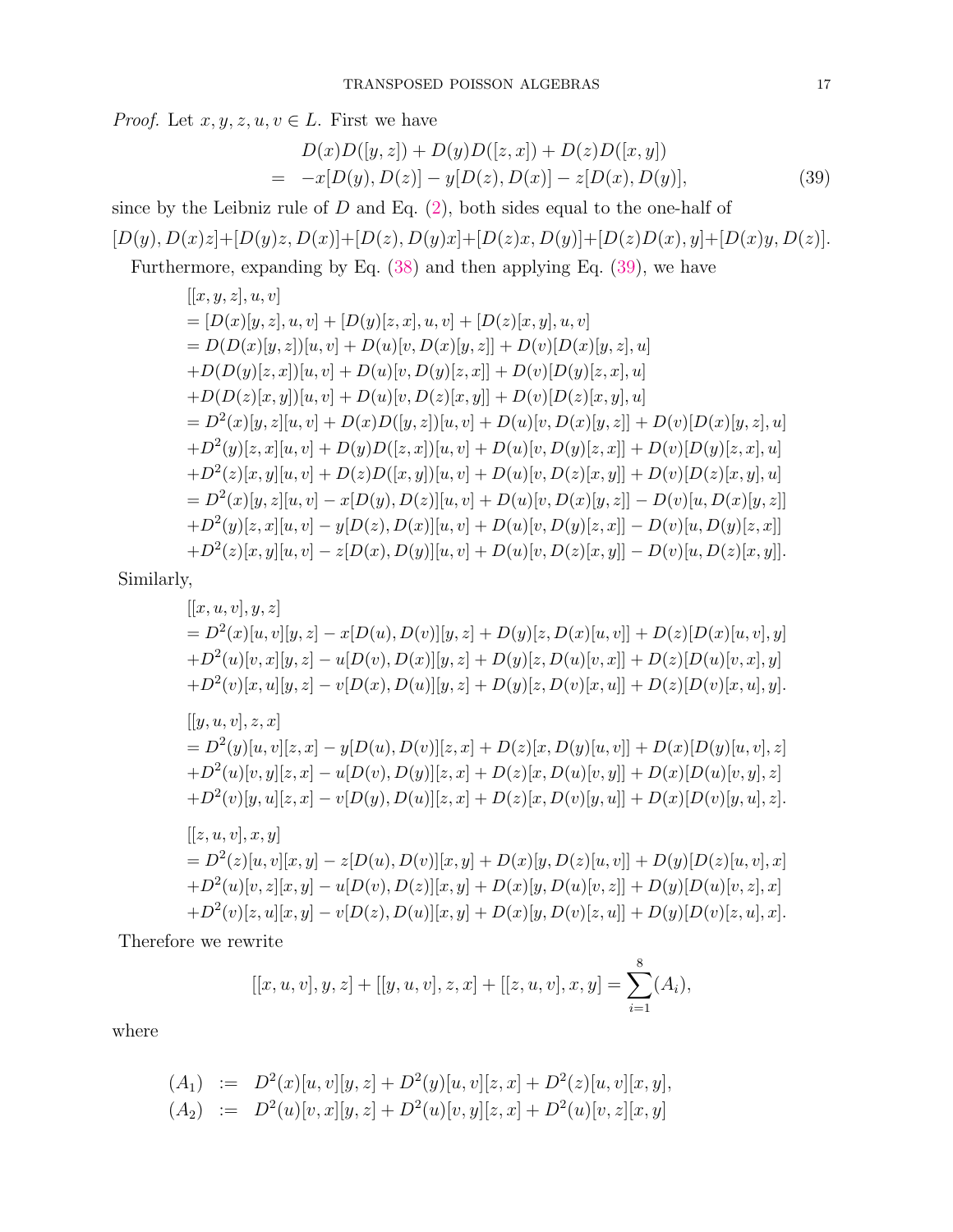*Proof.* Let $x, y, z, u, v \in L$. First we have

$$
\begin{aligned}
& D(x)D([y,z]) + D(y)D([z,x]) + D(z)D([x,y]) \\
= & -x[D(y),D(z)] - y[D(z),D(x)] - z[D(x),D(y)], \qquad (39)
\end{aligned}
$$

since by the Leibniz rule of $D$ and Eq. (2), both sides equal to the one-half of

$$[D(y),D(x)z]+[D(y)z,D(x)]+[D(z),D(y)x]+[D(z)x,D(y)]+[D(z)D(x),y]+[D(x)y,D(z)].$$

Furthermore, expanding by Eq. (38) and then applying Eq. (39), we have

$$
\begin{aligned}
&[[x,y,z],u,v] \\
&= [D(x)[y,z],u,v] + [D(y)[z,x],u,v] + [D(z)[x,y],u,v] \\
&= D(D(x)[y,z])[u,v] + D(u)[v,D(x)[y,z]] + D(v)[D(x)[y,z],u] \\
&+D(D(y)[z,x])[u,v] + D(u)[v,D(y)[z,x]] + D(v)[D(y)[z,x],u] \\
&+D(D(z)[x,y])[u,v] + D(u)[v,D(z)[x,y]] + D(v)[D(z)[x,y],u] \\
&= D^2(x)[y,z][u,v] + D(x)D([y,z])[u,v] + D(u)[v,D(x)[y,z]] + D(v)[D(x)[y,z],u] \\
&+D^2(y)[z,x][u,v] + D(y)D([z,x])[u,v] + D(u)[v,D(y)[z,x]] + D(v)[D(y)[z,x],u] \\
&+D^2(z)[x,y][u,v] + D(z)D([x,y])[u,v] + D(u)[v,D(z)[x,y]] + D(v)[D(z)[x,y],u] \\
&= D^2(x)[y,z][u,v] - x[D(y),D(z)][u,v] + D(u)[v,D(x)[y,z]] - D(v)[u,D(x)[y,z]] \\
&+D^2(y)[z,x][u,v] - y[D(z),D(x)][u,v] + D(u)[v,D(y)[z,x]] - D(v)[u,D(y)[z,x]] \\
&+D^2(z)[x,y][u,v] - z[D(x),D(y)][u,v] + D(u)[v,D(z)[x,y]] - D(v)[u,D(z)[x,y]].
\end{aligned}
$$

Similarly,

$$
\begin{aligned}
&[[x,u,v],y,z] \\
&= D^2(x)[u,v][y,z] - x[D(u),D(v)][y,z] + D(y)[z,D(x)[u,v]] + D(z)[D(x)[u,v],y] \\
&+D^2(u)[v,x][y,z] - u[D(v),D(x)][y,z] + D(y)[z,D(u)[v,x]] + D(z)[D(u)[v,x],y] \\
&+D^2(v)[x,u][y,z] - v[D(x),D(u)][y,z] + D(y)[z,D(v)[x,u]] + D(z)[D(v)[x,u],y].
\end{aligned}
$$

$$
\begin{aligned}
&[[y,u,v],z,x] \\
&= D^2(y)[u,v][z,x] - y[D(u),D(v)][z,x] + D(z)[x,D(y)[u,v]] + D(x)[D(y)[u,v],z] \\
&+D^2(u)[v,y][z,x] - u[D(v),D(y)][z,x] + D(z)[x,D(u)[v,y]] + D(x)[D(u)[v,y],z] \\
&+D^2(v)[y,u][z,x] - v[D(y),D(u)][z,x] + D(z)[x,D(v)[y,u]] + D(x)[D(v)[y,u],z].
\end{aligned}
$$

$$
\begin{aligned}
&[[z,u,v],x,y] \\
&= D^2(z)[u,v][x,y] - z[D(u),D(v)][x,y] + D(x)[y,D(z)[u,v]] + D(y)[D(z)[u,v],x] \\
&+D^2(u)[v,z][x,y] - u[D(v),D(z)][x,y] + D(x)[y,D(u)[v,z]] + D(y)[D(u)[v,z],x] \\
&+D^2(v)[z,u][x,y] - v[D(z),D(u)][x,y] + D(x)[y,D(v)[z,u]] + D(y)[D(v)[z,u],x].
\end{aligned}
$$

Therefore we rewrite

$$[[x,u,v],y,z] + [[y,u,v],z,x] + [[z,u,v],x,y] = \sum_{i=1}^{8}(A_i),$$

where

$$
\begin{aligned}
(A_1) &:= D^2(x)[u,v][y,z] + D^2(y)[u,v][z,x] + D^2(z)[u,v][x,y], \\
(A_2) &:= D^2(u)[v,x][y,z] + D^2(u)[v,y][z,x] + D^2(u)[v,z][x,y]
\end{aligned}
$$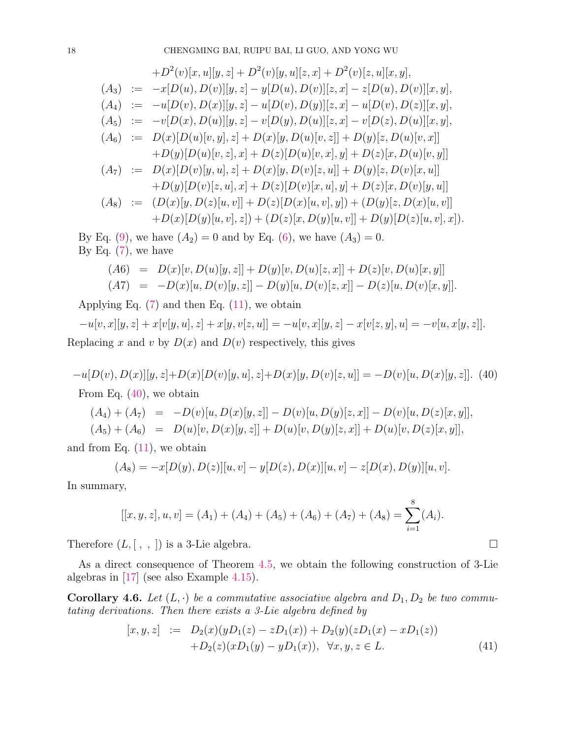$$
\begin{aligned}
& \quad +D^2(v)[x,u][y,z]+D^2(v)[y,u][z,x]+D^2(v)[z,u][x,y],\\
(A_3) \;&:=\; -x[D(u),D(v)][y,z]-y[D(u),D(v)][z,x]-z[D(u),D(v)][x,y],\\
(A_4) \;&:=\; -u[D(v),D(x)][y,z]-u[D(v),D(y)][z,x]-u[D(v),D(z)][x,y],\\
(A_5) \;&:=\; -v[D(x),D(u)][y,z]-v[D(y),D(u)][z,x]-v[D(z),D(u)][x,y],\\
(A_6) \;&:=\; D(x)[D(u)[v,y],z]+D(x)[y,D(u)[v,z]]+D(y)[z,D(u)[v,x]]\\
& \quad +D(y)[D(u)[v,z],x]+D(z)[D(u)[v,x],y]+D(z)[x,D(u)[v,y]]\\
(A_7) \;&:=\; D(x)[D(v)[y,u],z]+D(x)[y,D(v)[z,u]]+D(y)[z,D(v)[x,u]]\\
& \quad +D(y)[D(v)[z,u],x]+D(z)[D(v)[x,u],y]+D(z)[x,D(v)[y,u]]\\
(A_8) \;&:=\; (D(x)[y,D(z)[u,v]]+D(z)[D(x)[u,v],y])+(D(y)[z,D(x)[u,v]]\\
& \quad +D(x)[D(y)[u,v],z])+(D(z)[x,D(y)[u,v]]+D(y)[D(z)[u,v],x]).
\end{aligned}
$$

By Eq. (9), we have $(A_2)=0$ and by Eq. (6), we have $(A_3)=0$.

By Eq. (7), we have

$$
\begin{aligned}
(A6) &= D(x)[v,D(u)[y,z]]+D(y)[v,D(u)[z,x]]+D(z)[v,D(u)[x,y]]\\
(A7) &= -D(x)[u,D(v)[y,z]]-D(y)[u,D(v)[z,x]]-D(z)[u,D(v)[x,y]].
\end{aligned}
$$

Applying Eq. (7) and then Eq. (11), we obtain

$$
-u[v,x][y,z]+x[v[y,u],z]+x[y,v[z,u]]=-u[v,x][y,z]-x[v[z,y],u]=-v[u,x[y,z]].
$$

Replacing $x$ and $v$ by $D(x)$ and $D(v)$ respectively, this gives

$$
-u[D(v),D(x)][y,z]+D(x)[D(v)[y,u],z]+D(x)[y,D(v)[z,u]]=-D(v)[u,D(x)[y,z]]. \tag{40}
$$

From Eq. (40), we obtain

$$
\begin{aligned}
(A_4)+(A_7) &= -D(v)[u,D(x)[y,z]]-D(v)[u,D(y)[z,x]]-D(v)[u,D(z)[x,y]],\\
(A_5)+(A_6) &= D(u)[v,D(x)[y,z]]+D(u)[v,D(y)[z,x]]+D(u)[v,D(z)[x,y]],
\end{aligned}
$$

and from Eq. (11), we obtain

$$
(A_8)=-x[D(y),D(z)][u,v]-y[D(z),D(x)][u,v]-z[D(x),D(y)][u,v].
$$

In summary,

$$
[[x,y,z],u,v]=(A_1)+(A_4)+(A_5)+(A_6)+(A_7)+(A_8)=\sum_{i=1}^{8}(A_i).
$$

Therefore $(L,[\ ,\ ,\ ])$ is a 3-Lie algebra. □

As a direct consequence of Theorem 4.5, we obtain the following construction of 3-Lie algebras in [17] (see also Example 4.15).

**Corollary 4.6.** *Let $(L,\cdot)$ be a commutative associative algebra and $D_1, D_2$ be two commutating derivations. Then there exists a 3-Lie algebra defined by*

$$
\begin{aligned}
[x,y,z] \;:=\; & D_2(x)(yD_1(z)-zD_1(x))+D_2(y)(zD_1(x)-xD_1(z))\\
& +D_2(z)(xD_1(y)-yD_1(x)), \quad \forall x,y,z\in L.
\end{aligned} \tag{41}
$$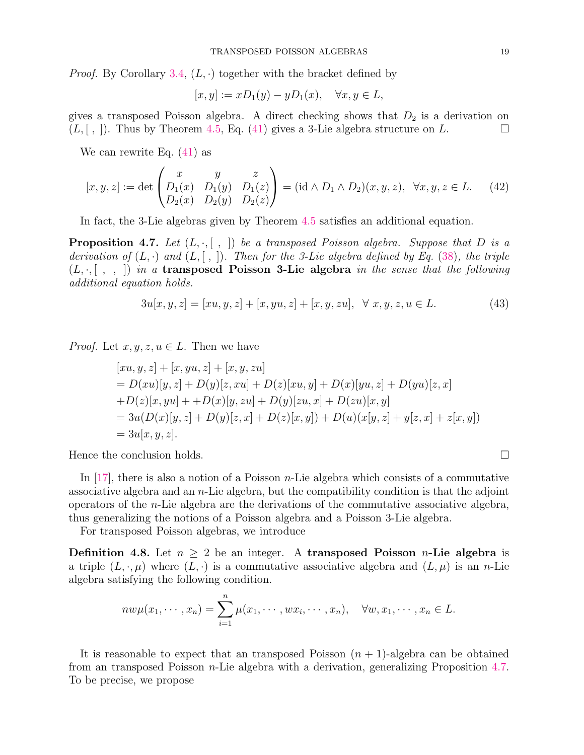*Proof.* By Corollary 3.4, $(L, \cdot)$ together with the bracket defined by

$$[x, y] := xD_1(y) - yD_1(x), \quad \forall x, y \in L,$$

gives a transposed Poisson algebra. A direct checking shows that $D_2$ is a derivation on $(L, [\ ,\ ])$. Thus by Theorem 4.5, Eq. (41) gives a 3-Lie algebra structure on $L$. $\square$

We can rewrite Eq. (41) as

$$[x, y, z] := \det \begin{pmatrix} x & y & z \\ D_1(x) & D_1(y) & D_1(z) \\ D_2(x) & D_2(y) & D_2(z) \end{pmatrix} = (\mathrm{id} \wedge D_1 \wedge D_2)(x, y, z), \quad \forall x, y, z \in L. \tag{42}$$

In fact, the 3-Lie algebras given by Theorem 4.5 satisfies an additional equation.

**Proposition 4.7.** *Let $(L, \cdot, [\ ,\ ])$ be a transposed Poisson algebra. Suppose that $D$ is a derivation of $(L, \cdot)$ and $(L, [\ ,\ ])$. Then for the 3-Lie algebra defined by Eq. (38), the triple $(L, \cdot, [\ ,\ ,\ ])$ in a* **transposed Poisson 3-Lie algebra** *in the sense that the following additional equation holds.*

$$3u[x, y, z] = [xu, y, z] + [x, yu, z] + [x, y, zu], \quad \forall\ x, y, z, u \in L. \tag{43}$$

*Proof.* Let $x, y, z, u \in L$. Then we have

$$\begin{aligned}
&[xu, y, z] + [x, yu, z] + [x, y, zu] \\
&= D(xu)[y, z] + D(y)[z, xu] + D(z)[xu, y] + D(x)[yu, z] + D(yu)[z, x] \\
&+D(z)[x, yu] + +D(x)[y, zu] + D(y)[zu, x] + D(zu)[x, y] \\
&= 3u(D(x)[y, z] + D(y)[z, x] + D(z)[x, y]) + D(u)(x[y, z] + y[z, x] + z[x, y]) \\
&= 3u[x, y, z].
\end{aligned}$$

Hence the conclusion holds. $\square$

In [17], there is also a notion of a Poisson $n$-Lie algebra which consists of a commutative associative algebra and an $n$-Lie algebra, but the compatibility condition is that the adjoint operators of the $n$-Lie algebra are the derivations of the commutative associative algebra, thus generalizing the notions of a Poisson algebra and a Poisson 3-Lie algebra.

For transposed Poisson algebras, we introduce

**Definition 4.8.** Let $n \geq 2$ be an integer. A **transposed Poisson $n$-Lie algebra** is a triple $(L, \cdot, \mu)$ where $(L, \cdot)$ is a commutative associative algebra and $(L, \mu)$ is an $n$-Lie algebra satisfying the following condition.

$$nw\mu(x_1, \cdots, x_n) = \sum_{i=1}^{n} \mu(x_1, \cdots, wx_i, \cdots, x_n), \quad \forall w, x_1, \cdots, x_n \in L.$$

It is reasonable to expect that an transposed Poisson $(n+1)$-algebra can be obtained from an transposed Poisson $n$-Lie algebra with a derivation, generalizing Proposition 4.7. To be precise, we propose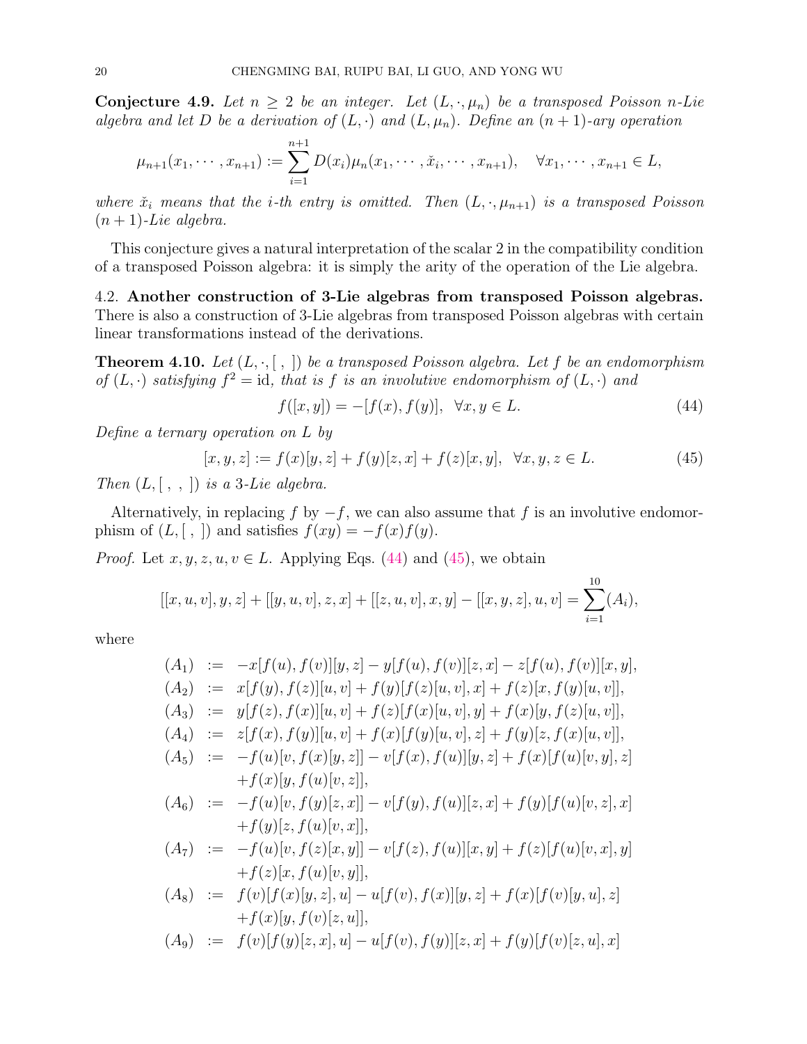**Conjecture 4.9.** *Let $n \geq 2$ be an integer. Let $(L, \cdot, \mu_n)$ be a transposed Poisson $n$-Lie algebra and let $D$ be a derivation of $(L, \cdot)$ and $(L, \mu_n)$. Define an $(n+1)$-ary operation*

$$\mu_{n+1}(x_1, \cdots, x_{n+1}) := \sum_{i=1}^{n+1} D(x_i)\mu_n(x_1, \cdots, \check{x}_i, \cdots, x_{n+1}), \quad \forall x_1, \cdots, x_{n+1} \in L,$$

*where $\check{x}_i$ means that the $i$-th entry is omitted. Then $(L, \cdot, \mu_{n+1})$ is a transposed Poisson $(n+1)$-Lie algebra.*

This conjecture gives a natural interpretation of the scalar 2 in the compatibility condition of a transposed Poisson algebra: it is simply the arity of the operation of the Lie algebra.

4.2. **Another construction of 3-Lie algebras from transposed Poisson algebras.** There is also a construction of 3-Lie algebras from transposed Poisson algebras with certain linear transformations instead of the derivations.

**Theorem 4.10.** *Let $(L, \cdot, [\ ,\ ])$ be a transposed Poisson algebra. Let $f$ be an endomorphism of $(L, \cdot)$ satisfying $f^2 = \mathrm{id}$, that is $f$ is an involutive endomorphism of $(L, \cdot)$ and*

$$f([x, y]) = -[f(x), f(y)], \quad \forall x, y \in L. \tag{44}$$

*Define a ternary operation on $L$ by*

$$[x, y, z] := f(x)[y, z] + f(y)[z, x] + f(z)[x, y], \quad \forall x, y, z \in L. \tag{45}$$

*Then $(L, [\ ,\ ,\ ])$ is a 3-Lie algebra.*

Alternatively, in replacing $f$ by $-f$, we can also assume that $f$ is an involutive endomorphism of $(L, [\ ,\ ])$ and satisfies $f(xy) = -f(x)f(y)$.

*Proof.* Let $x, y, z, u, v \in L$. Applying Eqs. (44) and (45), we obtain

$$[[x, u, v], y, z] + [[y, u, v], z, x] + [[z, u, v], x, y] - [[x, y, z], u, v] = \sum_{i=1}^{10} (A_i),$$

where

$$\begin{aligned}
(A_1) &:= -x[f(u), f(v)][y, z] - y[f(u), f(v)][z, x] - z[f(u), f(v)][x, y], \\
(A_2) &:= x[f(y), f(z)][u, v] + f(y)[f(z)[u, v], x] + f(z)[x, f(y)[u, v]], \\
(A_3) &:= y[f(z), f(x)][u, v] + f(z)[f(x)[u, v], y] + f(x)[y, f(z)[u, v]], \\
(A_4) &:= z[f(x), f(y)][u, v] + f(x)[f(y)[u, v], z] + f(y)[z, f(x)[u, v]], \\
(A_5) &:= -f(u)[v, f(x)[y, z]] - v[f(x), f(u)][y, z] + f(x)[f(u)[v, y], z] \\
&\quad + f(x)[y, f(u)[v, z]], \\
(A_6) &:= -f(u)[v, f(y)[z, x]] - v[f(y), f(u)][z, x] + f(y)[f(u)[v, z], x] \\
&\quad + f(y)[z, f(u)[v, x]], \\
(A_7) &:= -f(u)[v, f(z)[x, y]] - v[f(z), f(u)][x, y] + f(z)[f(u)[v, x], y] \\
&\quad + f(z)[x, f(u)[v, y]], \\
(A_8) &:= f(v)[f(x)[y, z], u] - u[f(v), f(x)][y, z] + f(x)[f(v)[y, u], z] \\
&\quad + f(x)[y, f(v)[z, u]], \\
(A_9) &:= f(v)[f(y)[z, x], u] - u[f(v), f(y)][z, x] + f(y)[f(v)[z, u], x]
\end{aligned}$$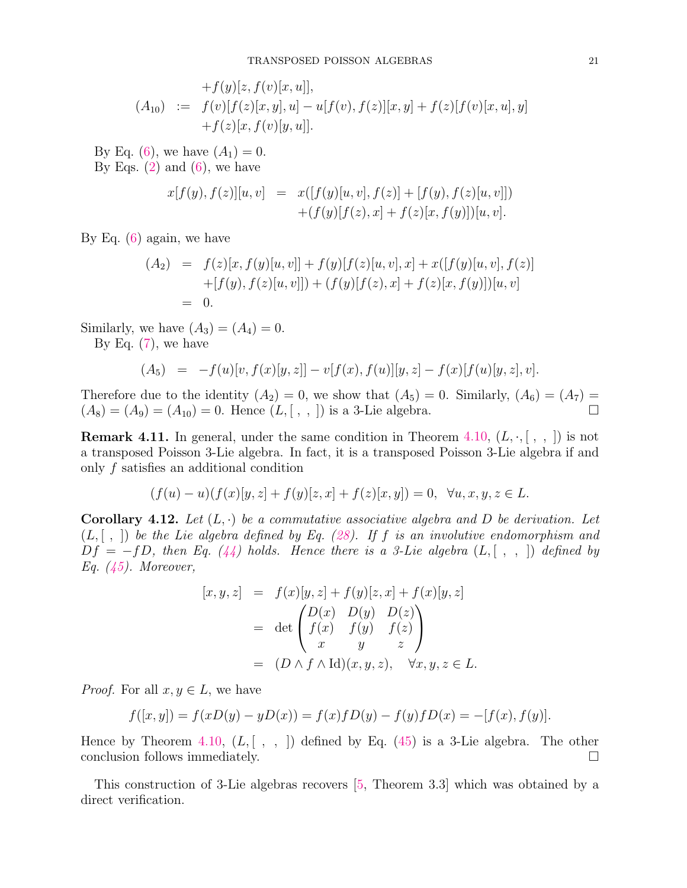$$
\begin{aligned}
& \quad +f(y)[z,f(v)[x,u]],\\
(A_{10}) \ &:= \ f(v)[f(z)[x,y],u]-u[f(v),f(z)][x,y]+f(z)[f(v)[x,u],y]\\
& \quad +f(z)[x,f(v)[y,u]].
\end{aligned}
$$

By Eq. (6), we have $(A_1)=0$.

By Eqs. (2) and (6), we have

$$
\begin{aligned}
x[f(y),f(z)][u,v] &= x([f(y)[u,v],f(z)]+[f(y),f(z)[u,v]])\\
&\quad +(f(y)[f(z),x]+f(z)[x,f(y)])[u,v].
\end{aligned}
$$

By Eq. (6) again, we have

$$
\begin{aligned}
(A_2) &= f(z)[x,f(y)[u,v]]+f(y)[f(z)[u,v],x]+x([f(y)[u,v],f(z)]\\
&\quad +[f(y),f(z)[u,v]])+(f(y)[f(z),x]+f(z)[x,f(y)])[u,v]\\
&= 0.
\end{aligned}
$$

Similarly, we have $(A_3)=(A_4)=0$.

By Eq. (7), we have

$$
(A_5) \ = \ -f(u)[v,f(x)[y,z]]-v[f(x),f(u)][y,z]-f(x)[f(u)[y,z],v].
$$

Therefore due to the identity $(A_2)=0$, we show that $(A_5)=0$. Similarly, $(A_6)=(A_7)=(A_8)=(A_9)=(A_{10})=0$. Hence $(L,[\ ,\ ,\ ])$ is a 3-Lie algebra. $\square$

**Remark 4.11.** In general, under the same condition in Theorem 4.10, $(L,\cdot,[\ ,\ ,\ ])$ is not a transposed Poisson 3-Lie algebra. In fact, it is a transposed Poisson 3-Lie algebra if and only $f$ satisfies an additional condition

$$
(f(u)-u)(f(x)[y,z]+f(y)[z,x]+f(z)[x,y])=0, \ \ \forall u,x,y,z\in L.
$$

**Corollary 4.12.** *Let $(L,\cdot)$ be a commutative associative algebra and $D$ be derivation. Let $(L,[\ ,\ ])$ be the Lie algebra defined by Eq. (28). If $f$ is an involutive endomorphism and $Df=-fD$, then Eq. (44) holds. Hence there is a 3-Lie algebra $(L,[\ ,\ ,\ ])$ defined by Eq. (45). Moreover,*

$$
\begin{aligned}
[x,y,z] &= f(x)[y,z]+f(y)[z,x]+f(x)[y,z]\\
&= \det\begin{pmatrix} D(x) & D(y) & D(z)\\ f(x) & f(y) & f(z)\\ x & y & z\end{pmatrix}\\
&= (D\wedge f\wedge \mathrm{Id})(x,y,z), \quad \forall x,y,z\in L.
\end{aligned}
$$

*Proof.* For all $x,y\in L$, we have

$$
f([x,y])=f(xD(y)-yD(x))=f(x)fD(y)-f(y)fD(x)=-[f(x),f(y)].
$$

Hence by Theorem 4.10, $(L,[\ ,\ ,\ ])$ defined by Eq. (45) is a 3-Lie algebra. The other conclusion follows immediately. $\square$

This construction of 3-Lie algebras recovers [5, Theorem 3.3] which was obtained by a direct verification.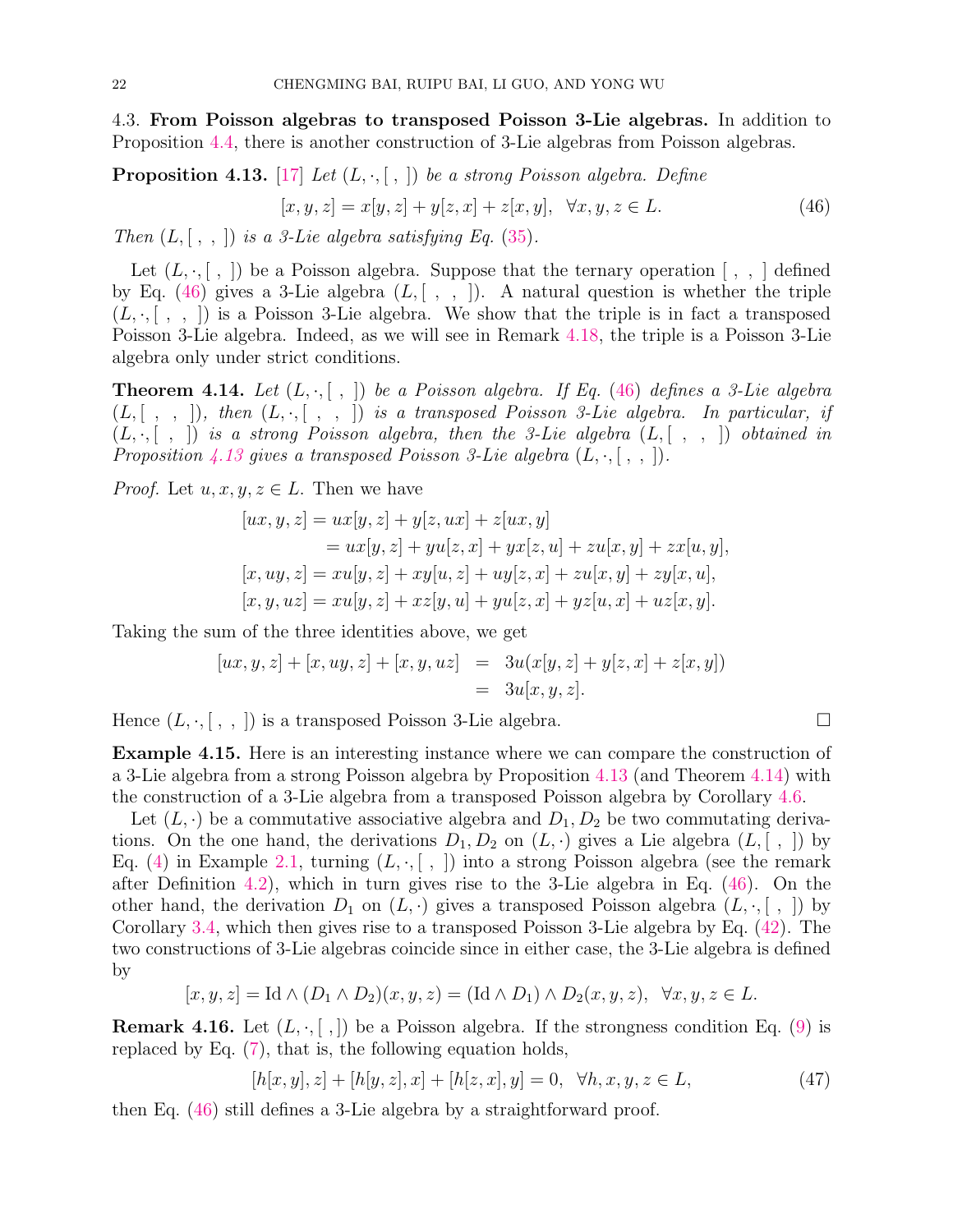4.3. **From Poisson algebras to transposed Poisson 3-Lie algebras.** In addition to Proposition 4.4, there is another construction of 3-Lie algebras from Poisson algebras.

**Proposition 4.13.** [17] *Let $(L, \cdot, [\ ,\ ])$ be a strong Poisson algebra. Define*

$$[x, y, z] = x[y, z] + y[z, x] + z[x, y], \quad \forall x, y, z \in L. \tag{46}$$

*Then $(L, [\ ,\ ,\ ])$ is a 3-Lie algebra satisfying Eq. (35).*

Let $(L, \cdot, [\ ,\ ])$ be a Poisson algebra. Suppose that the ternary operation $[\ ,\ ,\ ]$ defined by Eq. (46) gives a 3-Lie algebra $(L, [\ ,\ ,\ ])$. A natural question is whether the triple $(L, \cdot, [\ ,\ ,\ ])$ is a Poisson 3-Lie algebra. We show that the triple is in fact a transposed Poisson 3-Lie algebra. Indeed, as we will see in Remark 4.18, the triple is a Poisson 3-Lie algebra only under strict conditions.

**Theorem 4.14.** *Let $(L, \cdot, [\ ,\ ])$ be a Poisson algebra. If Eq. (46) defines a 3-Lie algebra $(L, [\ ,\ ,\ ])$, then $(L, \cdot, [\ ,\ ,\ ])$ is a transposed Poisson 3-Lie algebra. In particular, if $(L, \cdot, [\ ,\ ])$ is a strong Poisson algebra, then the 3-Lie algebra $(L, [\ ,\ ,\ ])$ obtained in Proposition 4.13 gives a transposed Poisson 3-Lie algebra $(L, \cdot, [\ ,\ ,\ ])$.*

*Proof.* Let $u, x, y, z \in L$. Then we have

$$\begin{aligned}
[ux, y, z] &= ux[y, z] + y[z, ux] + z[ux, y] \\
&= ux[y, z] + yu[z, x] + yx[z, u] + zu[x, y] + zx[u, y], \\
[x, uy, z] &= xu[y, z] + xy[u, z] + uy[z, x] + zu[x, y] + zy[x, u], \\
[x, y, uz] &= xu[y, z] + xz[y, u] + yu[z, x] + yz[u, x] + uz[x, y].
\end{aligned}$$

Taking the sum of the three identities above, we get

$$\begin{aligned}
[ux, y, z] + [x, uy, z] + [x, y, uz] &= 3u(x[y, z] + y[z, x] + z[x, y]) \\
&= 3u[x, y, z].
\end{aligned}$$

Hence $(L, \cdot, [\ ,\ ,\ ])$ is a transposed Poisson 3-Lie algebra. $\square$

**Example 4.15.** Here is an interesting instance where we can compare the construction of a 3-Lie algebra from a strong Poisson algebra by Proposition 4.13 (and Theorem 4.14) with the construction of a 3-Lie algebra from a transposed Poisson algebra by Corollary 4.6.

Let $(L, \cdot)$ be a commutative associative algebra and $D_1, D_2$ be two commutating derivations. On the one hand, the derivations $D_1, D_2$ on $(L, \cdot)$ gives a Lie algebra $(L, [\ ,\ ])$ by Eq. (4) in Example 2.1, turning $(L, \cdot, [\ ,\ ])$ into a strong Poisson algebra (see the remark after Definition 4.2), which in turn gives rise to the 3-Lie algebra in Eq. (46). On the other hand, the derivation $D_1$ on $(L, \cdot)$ gives a transposed Poisson algebra $(L, \cdot, [\ ,\ ])$ by Corollary 3.4, which then gives rise to a transposed Poisson 3-Lie algebra by Eq. (42). The two constructions of 3-Lie algebras coincide since in either case, the 3-Lie algebra is defined by

$$[x, y, z] = \mathrm{Id} \wedge (D_1 \wedge D_2)(x, y, z) = (\mathrm{Id} \wedge D_1) \wedge D_2(x, y, z), \quad \forall x, y, z \in L.$$

**Remark 4.16.** Let $(L, \cdot, [\ ,])$ be a Poisson algebra. If the strongness condition Eq. (9) is replaced by Eq. (7), that is, the following equation holds,

$$[h[x, y], z] + [h[y, z], x] + [h[z, x], y] = 0, \quad \forall h, x, y, z \in L, \tag{47}$$

then Eq. (46) still defines a 3-Lie algebra by a straightforward proof.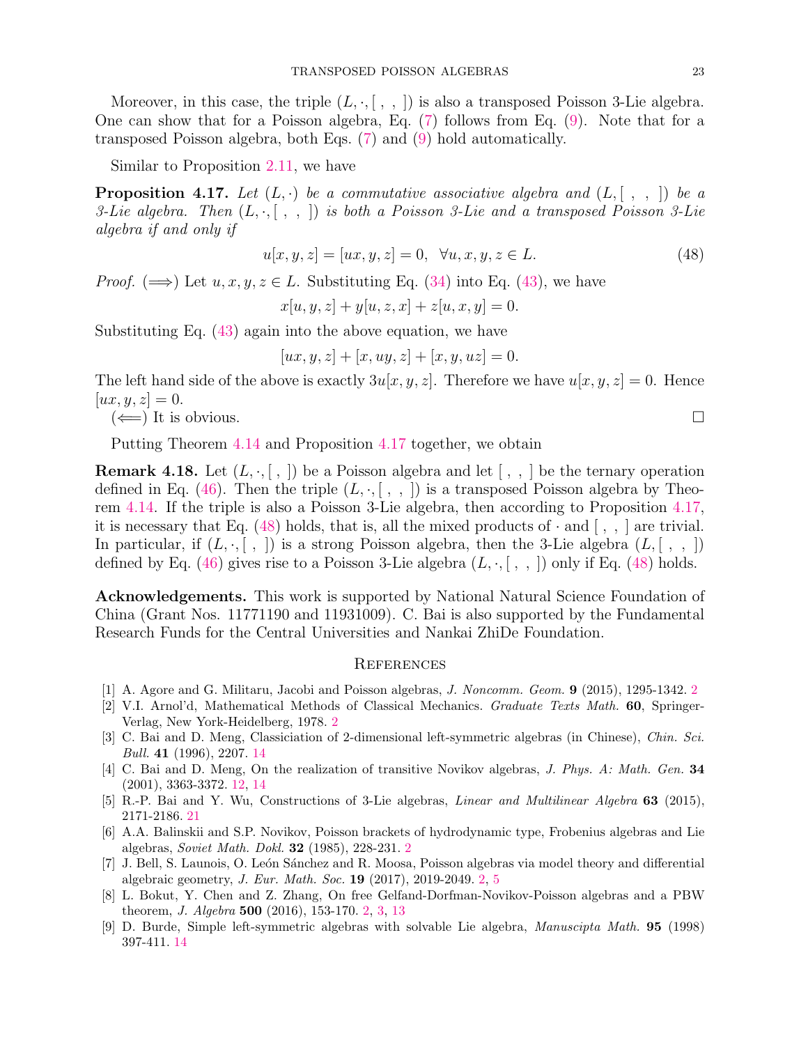Moreover, in this case, the triple $(L, \cdot, [\ ,\ ,\ ])$ is also a transposed Poisson 3-Lie algebra. One can show that for a Poisson algebra, Eq. (7) follows from Eq. (9). Note that for a transposed Poisson algebra, both Eqs. (7) and (9) hold automatically.

Similar to Proposition 2.11, we have

**Proposition 4.17.** *Let $(L, \cdot)$ be a commutative associative algebra and $(L, [\ ,\ ,\ ])$ be a 3-Lie algebra. Then $(L, \cdot, [\ ,\ ,\ ])$ is both a Poisson 3-Lie and a transposed Poisson 3-Lie algebra if and only if*

$$u[x, y, z] = [ux, y, z] = 0, \quad \forall u, x, y, z \in L. \tag{48}$$

*Proof.* ($\Longrightarrow$) Let $u, x, y, z \in L$. Substituting Eq. (34) into Eq. (43), we have

$$x[u, y, z] + y[u, z, x] + z[u, x, y] = 0.$$

Substituting Eq. (43) again into the above equation, we have

$$[ux, y, z] + [x, uy, z] + [x, y, uz] = 0.$$

The left hand side of the above is exactly $3u[x, y, z]$. Therefore we have $u[x, y, z] = 0$. Hence $[ux, y, z] = 0$.

($\Longleftarrow$) It is obvious. □

Putting Theorem 4.14 and Proposition 4.17 together, we obtain

**Remark 4.18.** Let $(L, \cdot, [\ ,\ ])$ be a Poisson algebra and let $[\ ,\ ,\ ]$ be the ternary operation defined in Eq. (46). Then the triple $(L, \cdot, [\ ,\ ,\ ])$ is a transposed Poisson algebra by Theorem 4.14. If the triple is also a Poisson 3-Lie algebra, then according to Proposition 4.17, it is necessary that Eq. (48) holds, that is, all the mixed products of $\cdot$ and $[\ ,\ ,\ ]$ are trivial. In particular, if $(L, \cdot, [\ ,\ ])$ is a strong Poisson algebra, then the 3-Lie algebra $(L, [\ ,\ ,\ ])$ defined by Eq. (46) gives rise to a Poisson 3-Lie algebra $(L, \cdot, [\ ,\ ,\ ])$ only if Eq. (48) holds.

**Acknowledgements.** This work is supported by National Natural Science Foundation of China (Grant Nos. 11771190 and 11931009). C. Bai is also supported by the Fundamental Research Funds for the Central Universities and Nankai ZhiDe Foundation.

## References

[1] A. Agore and G. Militaru, Jacobi and Poisson algebras, *J. Noncomm. Geom.* **9** (2015), 1295-1342. 2

[2] V.I. Arnol'd, Mathematical Methods of Classical Mechanics. *Graduate Texts Math.* **60**, Springer-Verlag, New York-Heidelberg, 1978. 2

[3] C. Bai and D. Meng, Classiciation of 2-dimensional left-symmetric algebras (in Chinese), *Chin. Sci. Bull.* **41** (1996), 2207. 14

[4] C. Bai and D. Meng, On the realization of transitive Novikov algebras, *J. Phys. A: Math. Gen.* **34** (2001), 3363-3372. 12, 14

[5] R.-P. Bai and Y. Wu, Constructions of 3-Lie algebras, *Linear and Multilinear Algebra* **63** (2015), 2171-2186. 21

[6] A.A. Balinskii and S.P. Novikov, Poisson brackets of hydrodynamic type, Frobenius algebras and Lie algebras, *Soviet Math. Dokl.* **32** (1985), 228-231. 2

[7] J. Bell, S. Launois, O. León Sánchez and R. Moosa, Poisson algebras via model theory and differential algebraic geometry, *J. Eur. Math. Soc.* **19** (2017), 2019-2049. 2, 5

[8] L. Bokut, Y. Chen and Z. Zhang, On free Gelfand-Dorfman-Novikov-Poisson algebras and a PBW theorem, *J. Algebra* **500** (2016), 153-170. 2, 3, 13

[9] D. Burde, Simple left-symmetric algebras with solvable Lie algebra, *Manuscipta Math.* **95** (1998) 397-411. 14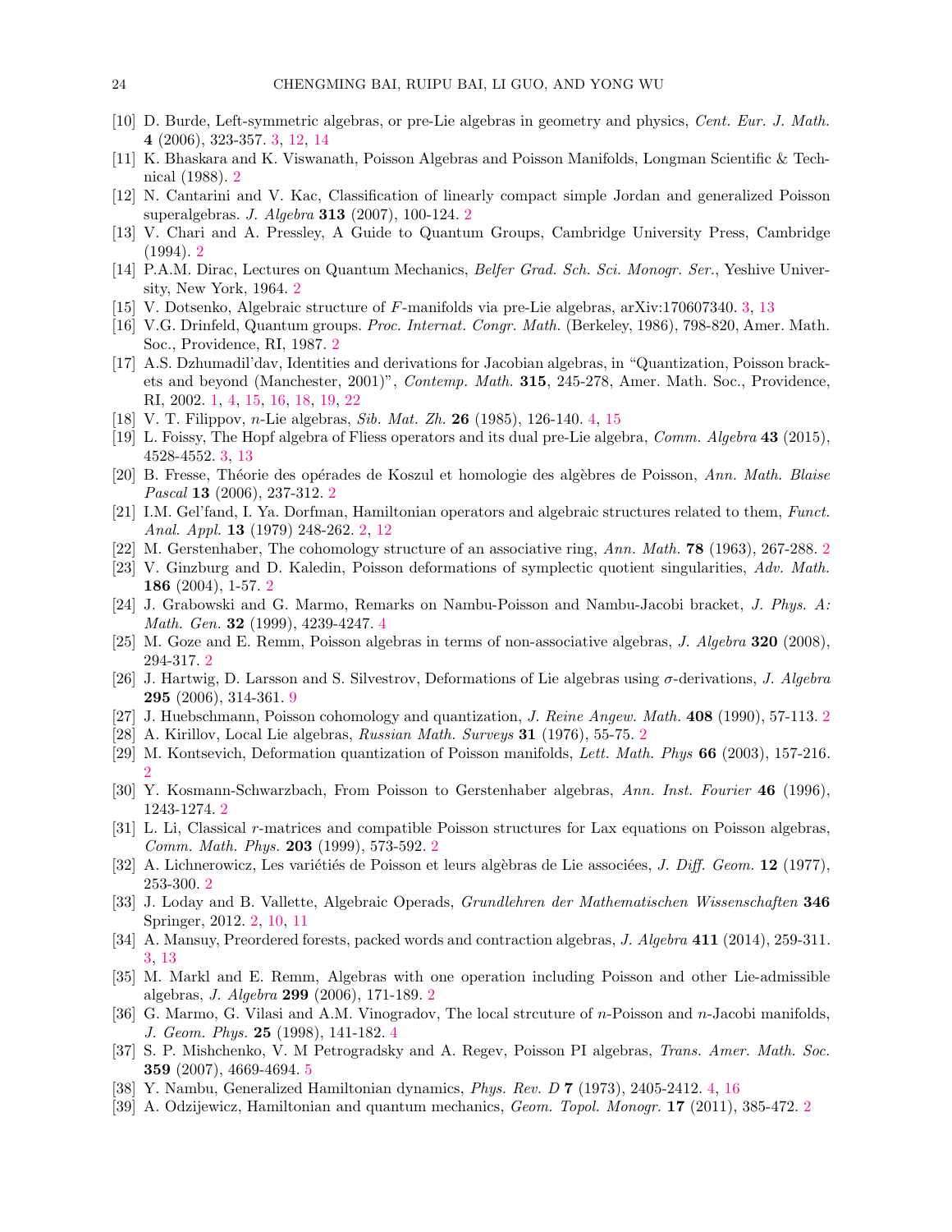- [10] D. Burde, Left-symmetric algebras, or pre-Lie algebras in geometry and physics, *Cent. Eur. J. Math.* **4** (2006), 323-357. 3, 12, 14
- [11] K. Bhaskara and K. Viswanath, Poisson Algebras and Poisson Manifolds, Longman Scientific & Technical (1988). 2
- [12] N. Cantarini and V. Kac, Classification of linearly compact simple Jordan and generalized Poisson superalgebras. *J. Algebra* **313** (2007), 100-124. 2
- [13] V. Chari and A. Pressley, A Guide to Quantum Groups, Cambridge University Press, Cambridge (1994). 2
- [14] P.A.M. Dirac, Lectures on Quantum Mechanics, *Belfer Grad. Sch. Sci. Monogr. Ser.*, Yeshive University, New York, 1964. 2
- [15] V. Dotsenko, Algebraic structure of $F$-manifolds via pre-Lie algebras, arXiv:170607340. 3, 13
- [16] V.G. Drinfeld, Quantum groups. *Proc. Internat. Congr. Math.* (Berkeley, 1986), 798-820, Amer. Math. Soc., Providence, RI, 1987. 2
- [17] A.S. Dzhumadil'dav, Identities and derivations for Jacobian algebras, in "Quantization, Poisson brackets and beyond (Manchester, 2001)", *Contemp. Math.* **315**, 245-278, Amer. Math. Soc., Providence, RI, 2002. 1, 4, 15, 16, 18, 19, 22
- [18] V. T. Filippov, $n$-Lie algebras, *Sib. Mat. Zh.* **26** (1985), 126-140. 4, 15
- [19] L. Foissy, The Hopf algebra of Fliess operators and its dual pre-Lie algebra, *Comm. Algebra* **43** (2015), 4528-4552. 3, 13
- [20] B. Fresse, Théorie des opérades de Koszul et homologie des algèbres de Poisson, *Ann. Math. Blaise Pascal* **13** (2006), 237-312. 2
- [21] I.M. Gel'fand, I. Ya. Dorfman, Hamiltonian operators and algebraic structures related to them, *Funct. Anal. Appl.* **13** (1979) 248-262. 2, 12
- [22] M. Gerstenhaber, The cohomology structure of an associative ring, *Ann. Math.* **78** (1963), 267-288. 2
- [23] V. Ginzburg and D. Kaledin, Poisson deformations of symplectic quotient singularities, *Adv. Math.* **186** (2004), 1-57. 2
- [24] J. Grabowski and G. Marmo, Remarks on Nambu-Poisson and Nambu-Jacobi bracket, *J. Phys. A: Math. Gen.* **32** (1999), 4239-4247. 4
- [25] M. Goze and E. Remm, Poisson algebras in terms of non-associative algebras, *J. Algebra* **320** (2008), 294-317. 2
- [26] J. Hartwig, D. Larsson and S. Silvestrov, Deformations of Lie algebras using $\sigma$-derivations, *J. Algebra* **295** (2006), 314-361. 9
- [27] J. Huebschmann, Poisson cohomology and quantization, *J. Reine Angew. Math.* **408** (1990), 57-113. 2
- [28] A. Kirillov, Local Lie algebras, *Russian Math. Surveys* **31** (1976), 55-75. 2
- [29] M. Kontsevich, Deformation quantization of Poisson manifolds, *Lett. Math. Phys* **66** (2003), 157-216. 2
- [30] Y. Kosmann-Schwarzbach, From Poisson to Gerstenhaber algebras, *Ann. Inst. Fourier* **46** (1996), 1243-1274. 2
- [31] L. Li, Classical $r$-matrices and compatible Poisson structures for Lax equations on Poisson algebras, *Comm. Math. Phys.* **203** (1999), 573-592. 2
- [32] A. Lichnerowicz, Les variétiés de Poisson et leurs algèbras de Lie associées, *J. Diff. Geom.* **12** (1977), 253-300. 2
- [33] J. Loday and B. Vallette, Algebraic Operads, *Grundlehren der Mathematischen Wissenschaften* **346** Springer, 2012. 2, 10, 11
- [34] A. Mansuy, Preordered forests, packed words and contraction algebras, *J. Algebra* **411** (2014), 259-311. 3, 13
- [35] M. Markl and E. Remm, Algebras with one operation including Poisson and other Lie-admissible algebras, *J. Algebra* **299** (2006), 171-189. 2
- [36] G. Marmo, G. Vilasi and A.M. Vinogradov, The local strcuture of $n$-Poisson and $n$-Jacobi manifolds, *J. Geom. Phys.* **25** (1998), 141-182. 4
- [37] S. P. Mishchenko, V. M Petrogradsky and A. Regev, Poisson PI algebras, *Trans. Amer. Math. Soc.* **359** (2007), 4669-4694. 5
- [38] Y. Nambu, Generalized Hamiltonian dynamics, *Phys. Rev. D* **7** (1973), 2405-2412. 4, 16
- [39] A. Odzijewicz, Hamiltonian and quantum mechanics, *Geom. Topol. Monogr.* **17** (2011), 385-472. 2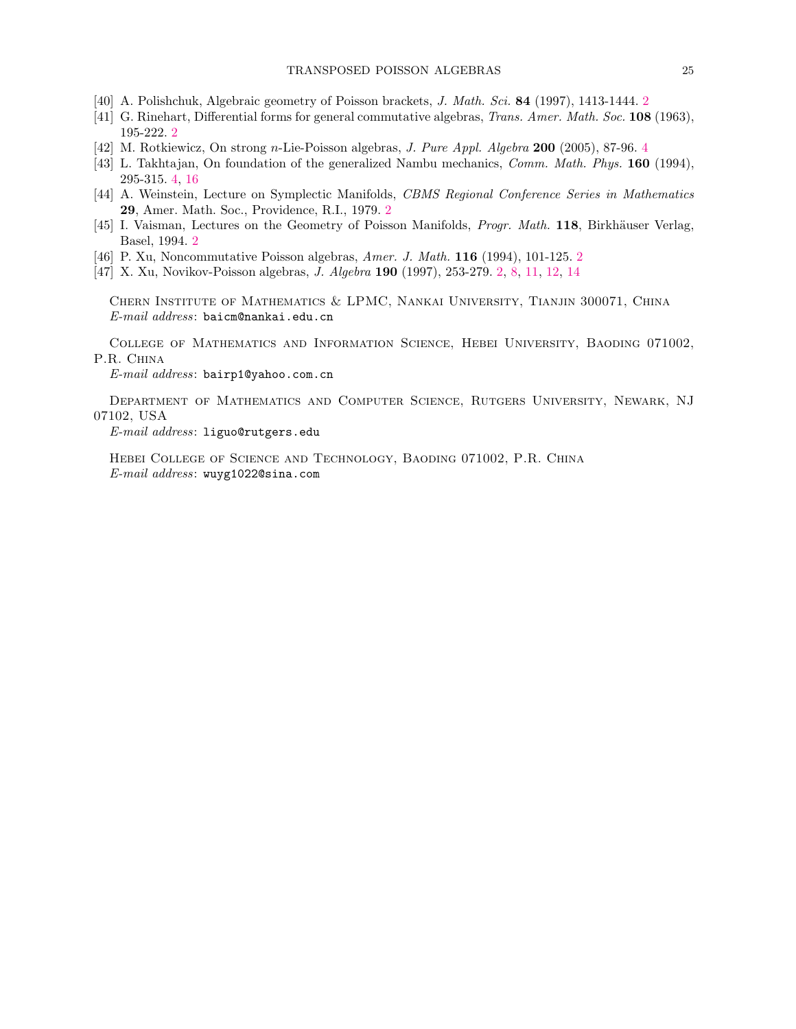[40] A. Polishchuk, Algebraic geometry of Poisson brackets, *J. Math. Sci.* **84** (1997), 1413-1444. 2

[41] G. Rinehart, Differential forms for general commutative algebras, *Trans. Amer. Math. Soc.* **108** (1963), 195-222. 2

[42] M. Rotkiewicz, On strong $n$-Lie-Poisson algebras, *J. Pure Appl. Algebra* **200** (2005), 87-96. 4

[43] L. Takhtajan, On foundation of the generalized Nambu mechanics, *Comm. Math. Phys.* **160** (1994), 295-315. 4, 16

[44] A. Weinstein, Lecture on Symplectic Manifolds, *CBMS Regional Conference Series in Mathematics* **29**, Amer. Math. Soc., Providence, R.I., 1979. 2

[45] I. Vaisman, Lectures on the Geometry of Poisson Manifolds, *Progr. Math.* **118**, Birkhäuser Verlag, Basel, 1994. 2

[46] P. Xu, Noncommutative Poisson algebras, *Amer. J. Math.* **116** (1994), 101-125. 2

[47] X. Xu, Novikov-Poisson algebras, *J. Algebra* **190** (1997), 253-279. 2, 8, 11, 12, 14

Chern Institute of Mathematics & LPMC, Nankai University, Tianjin 300071, China
*E-mail address*: `baicm@nankai.edu.cn`

College of Mathematics and Information Science, Hebei University, Baoding 071002, P.R. China
*E-mail address*: `bairp1@yahoo.com.cn`

Department of Mathematics and Computer Science, Rutgers University, Newark, NJ 07102, USA
*E-mail address*: `liguo@rutgers.edu`

Hebei College of Science and Technology, Baoding 071002, P.R. China
*E-mail address*: `wuyg1022@sina.com`